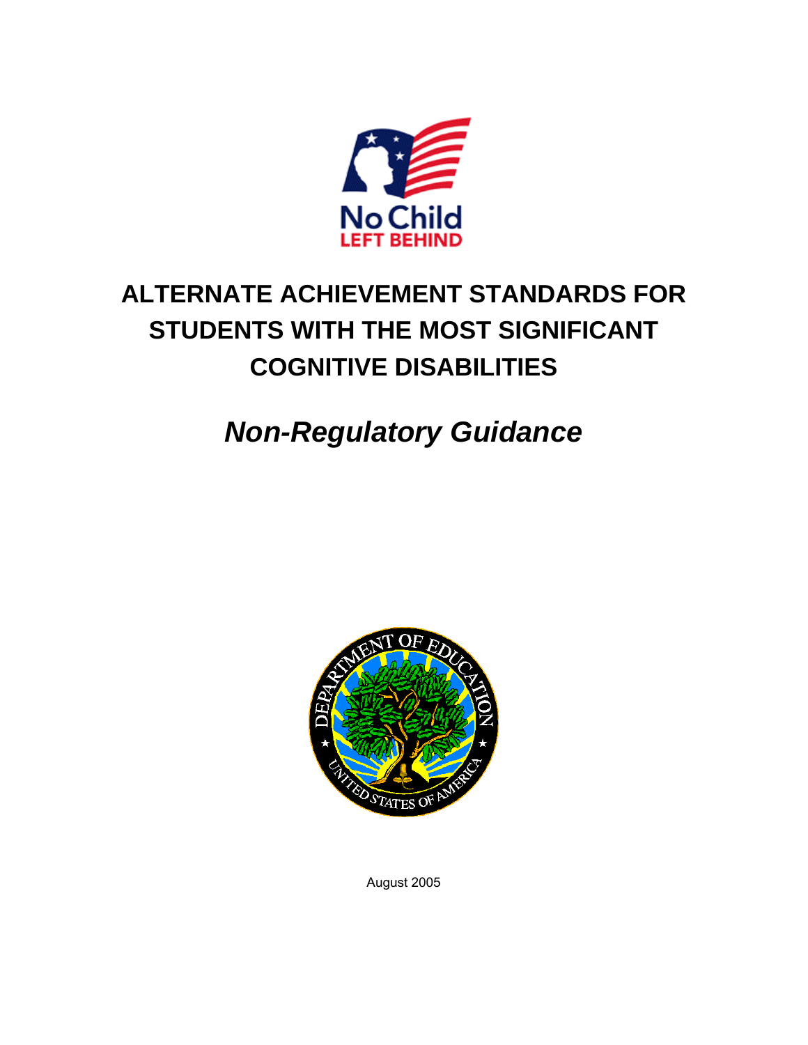No Child
LEFT BEHIND

# ALTERNATE ACHIEVEMENT STANDARDS FOR STUDENTS WITH THE MOST SIGNIFICANT COGNITIVE DISABILITIES

## *Non-Regulatory Guidance*

DEPARTMENT OF EDUCATION
UNITED STATES OF AMERICA

August 2005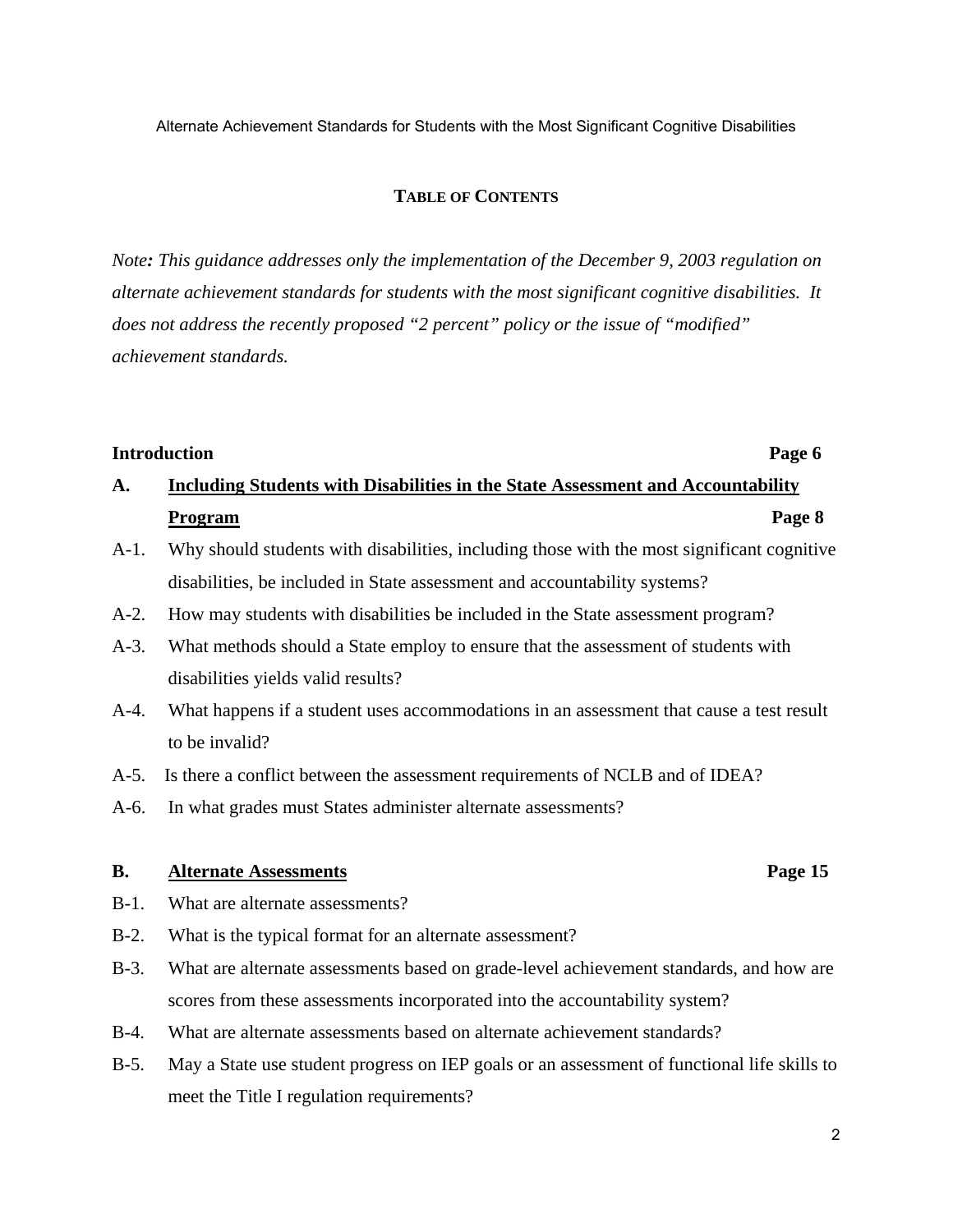## TABLE OF CONTENTS

*Note: This guidance addresses only the implementation of the December 9, 2003 regulation on alternate achievement standards for students with the most significant cognitive disabilities. It does not address the recently proposed "2 percent" policy or the issue of "modified" achievement standards.*

**Introduction** **Page 6**

**A. Including Students with Disabilities in the State Assessment and Accountability Program** **Page 8**

A-1. Why should students with disabilities, including those with the most significant cognitive disabilities, be included in State assessment and accountability systems?

A-2. How may students with disabilities be included in the State assessment program?

A-3. What methods should a State employ to ensure that the assessment of students with disabilities yields valid results?

A-4. What happens if a student uses accommodations in an assessment that cause a test result to be invalid?

A-5. Is there a conflict between the assessment requirements of NCLB and of IDEA?

A-6. In what grades must States administer alternate assessments?

**B. Alternate Assessments** **Page 15**

B-1. What are alternate assessments?

B-2. What is the typical format for an alternate assessment?

B-3. What are alternate assessments based on grade-level achievement standards, and how are scores from these assessments incorporated into the accountability system?

B-4. What are alternate assessments based on alternate achievement standards?

B-5. May a State use student progress on IEP goals or an assessment of functional life skills to meet the Title I regulation requirements?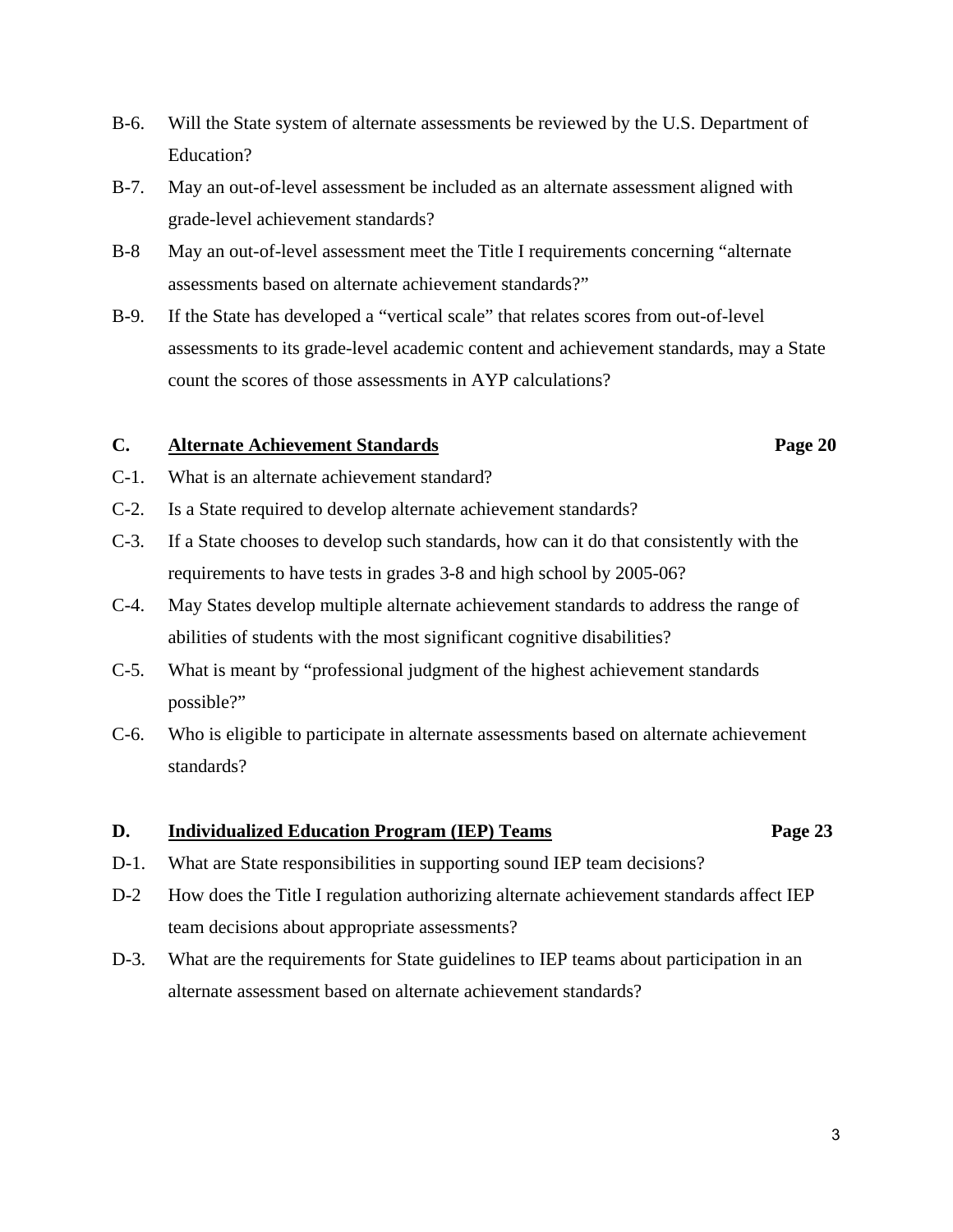B-6. Will the State system of alternate assessments be reviewed by the U.S. Department of Education?

B-7. May an out-of-level assessment be included as an alternate assessment aligned with grade-level achievement standards?

B-8 May an out-of-level assessment meet the Title I requirements concerning "alternate assessments based on alternate achievement standards?"

B-9. If the State has developed a "vertical scale" that relates scores from out-of-level assessments to its grade-level academic content and achievement standards, may a State count the scores of those assessments in AYP calculations?

**C. Alternate Achievement Standards** **Page 20**

C-1. What is an alternate achievement standard?

C-2. Is a State required to develop alternate achievement standards?

C-3. If a State chooses to develop such standards, how can it do that consistently with the requirements to have tests in grades 3-8 and high school by 2005-06?

C-4. May States develop multiple alternate achievement standards to address the range of abilities of students with the most significant cognitive disabilities?

C-5. What is meant by "professional judgment of the highest achievement standards possible?"

C-6. Who is eligible to participate in alternate assessments based on alternate achievement standards?

**D. Individualized Education Program (IEP) Teams** **Page 23**

D-1. What are State responsibilities in supporting sound IEP team decisions?

D-2 How does the Title I regulation authorizing alternate achievement standards affect IEP team decisions about appropriate assessments?

D-3. What are the requirements for State guidelines to IEP teams about participation in an alternate assessment based on alternate achievement standards?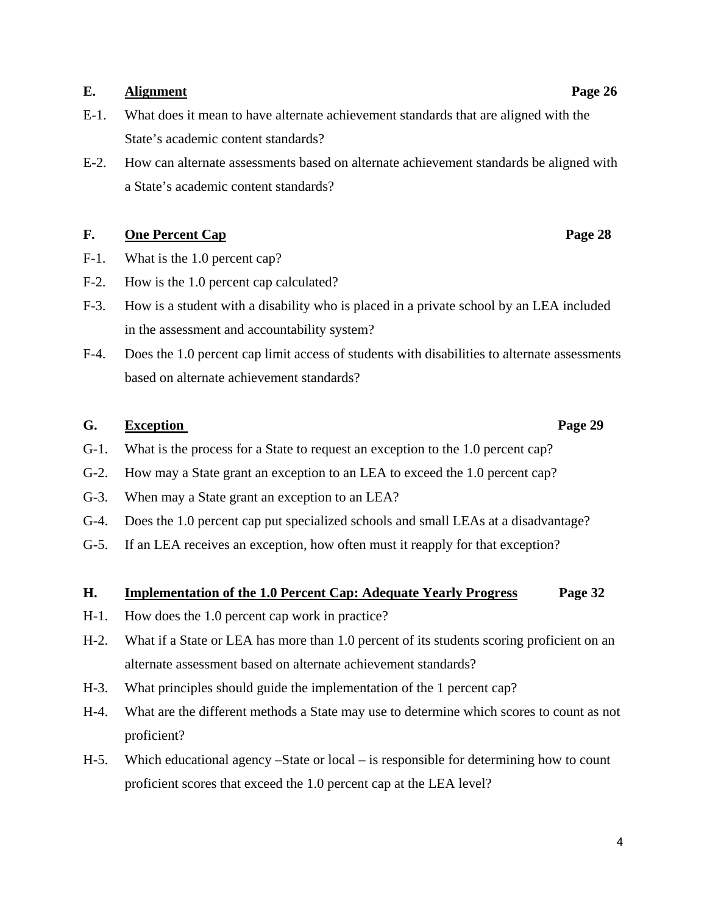**E. Alignment** **Page 26**

E-1. What does it mean to have alternate achievement standards that are aligned with the State's academic content standards?

E-2. How can alternate assessments based on alternate achievement standards be aligned with a State's academic content standards?

**F. One Percent Cap** **Page 28**

F-1. What is the 1.0 percent cap?

F-2. How is the 1.0 percent cap calculated?

F-3. How is a student with a disability who is placed in a private school by an LEA included in the assessment and accountability system?

F-4. Does the 1.0 percent cap limit access of students with disabilities to alternate assessments based on alternate achievement standards?

**G. Exception** **Page 29**

G-1. What is the process for a State to request an exception to the 1.0 percent cap?

G-2. How may a State grant an exception to an LEA to exceed the 1.0 percent cap?

G-3. When may a State grant an exception to an LEA?

G-4. Does the 1.0 percent cap put specialized schools and small LEAs at a disadvantage?

G-5. If an LEA receives an exception, how often must it reapply for that exception?

**H. Implementation of the 1.0 Percent Cap: Adequate Yearly Progress** **Page 32**

H-1. How does the 1.0 percent cap work in practice?

H-2. What if a State or LEA has more than 1.0 percent of its students scoring proficient on an alternate assessment based on alternate achievement standards?

H-3. What principles should guide the implementation of the 1 percent cap?

H-4. What are the different methods a State may use to determine which scores to count as not proficient?

H-5. Which educational agency –State or local – is responsible for determining how to count proficient scores that exceed the 1.0 percent cap at the LEA level?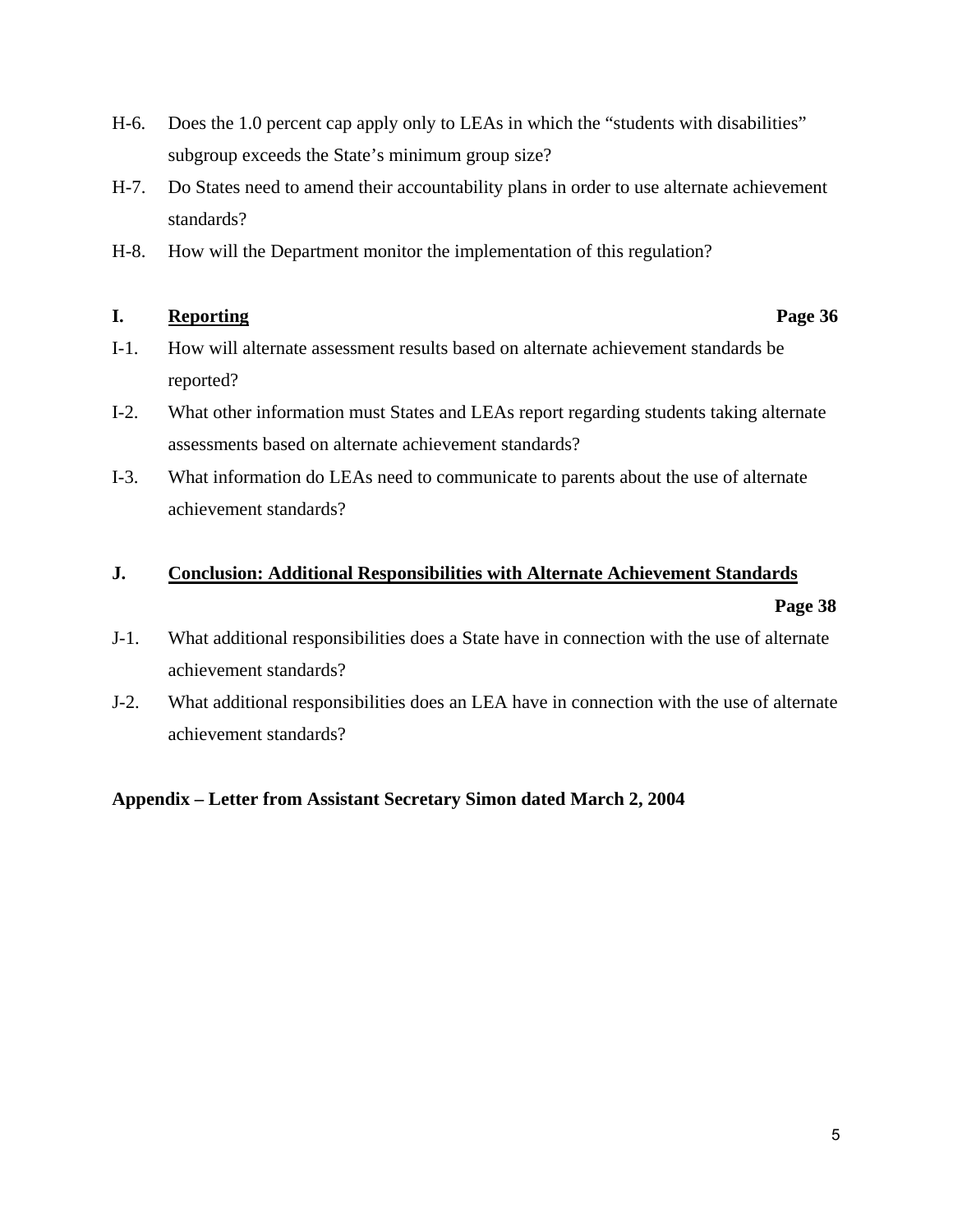H-6. Does the 1.0 percent cap apply only to LEAs in which the “students with disabilities” subgroup exceeds the State’s minimum group size?

H-7. Do States need to amend their accountability plans in order to use alternate achievement standards?

H-8. How will the Department monitor the implementation of this regulation?

**I. Reporting** **Page 36**

I-1. How will alternate assessment results based on alternate achievement standards be reported?

I-2. What other information must States and LEAs report regarding students taking alternate assessments based on alternate achievement standards?

I-3. What information do LEAs need to communicate to parents about the use of alternate achievement standards?

**J. Conclusion: Additional Responsibilities with Alternate Achievement Standards** **Page 38**

J-1. What additional responsibilities does a State have in connection with the use of alternate achievement standards?

J-2. What additional responsibilities does an LEA have in connection with the use of alternate achievement standards?

**Appendix – Letter from Assistant Secretary Simon dated March 2, 2004**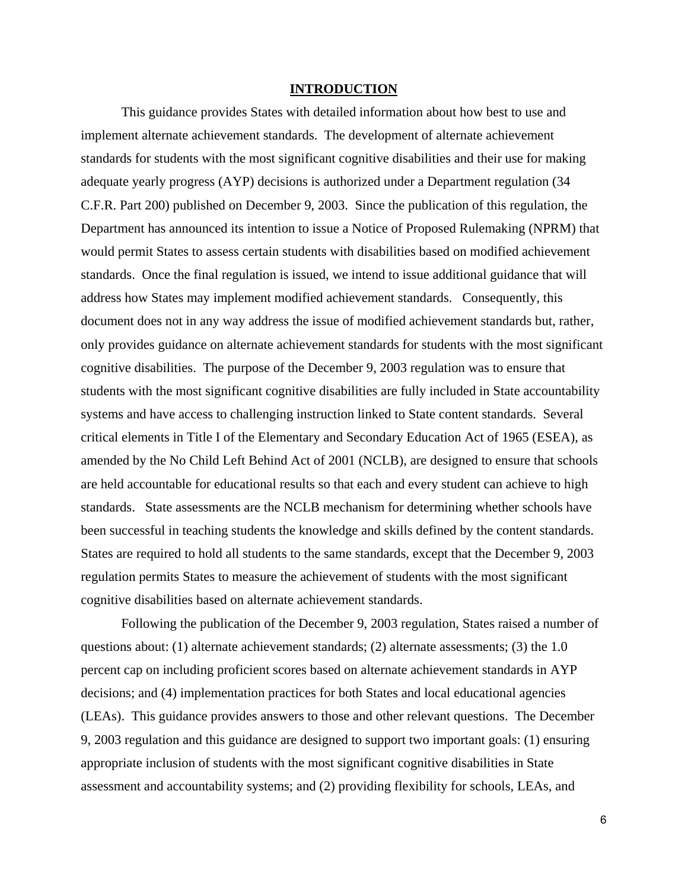# INTRODUCTION

This guidance provides States with detailed information about how best to use and implement alternate achievement standards. The development of alternate achievement standards for students with the most significant cognitive disabilities and their use for making adequate yearly progress (AYP) decisions is authorized under a Department regulation (34 C.F.R. Part 200) published on December 9, 2003. Since the publication of this regulation, the Department has announced its intention to issue a Notice of Proposed Rulemaking (NPRM) that would permit States to assess certain students with disabilities based on modified achievement standards. Once the final regulation is issued, we intend to issue additional guidance that will address how States may implement modified achievement standards. Consequently, this document does not in any way address the issue of modified achievement standards but, rather, only provides guidance on alternate achievement standards for students with the most significant cognitive disabilities. The purpose of the December 9, 2003 regulation was to ensure that students with the most significant cognitive disabilities are fully included in State accountability systems and have access to challenging instruction linked to State content standards. Several critical elements in Title I of the Elementary and Secondary Education Act of 1965 (ESEA), as amended by the No Child Left Behind Act of 2001 (NCLB), are designed to ensure that schools are held accountable for educational results so that each and every student can achieve to high standards. State assessments are the NCLB mechanism for determining whether schools have been successful in teaching students the knowledge and skills defined by the content standards. States are required to hold all students to the same standards, except that the December 9, 2003 regulation permits States to measure the achievement of students with the most significant cognitive disabilities based on alternate achievement standards.

Following the publication of the December 9, 2003 regulation, States raised a number of questions about: (1) alternate achievement standards; (2) alternate assessments; (3) the 1.0 percent cap on including proficient scores based on alternate achievement standards in AYP decisions; and (4) implementation practices for both States and local educational agencies (LEAs). This guidance provides answers to those and other relevant questions. The December 9, 2003 regulation and this guidance are designed to support two important goals: (1) ensuring appropriate inclusion of students with the most significant cognitive disabilities in State assessment and accountability systems; and (2) providing flexibility for schools, LEAs, and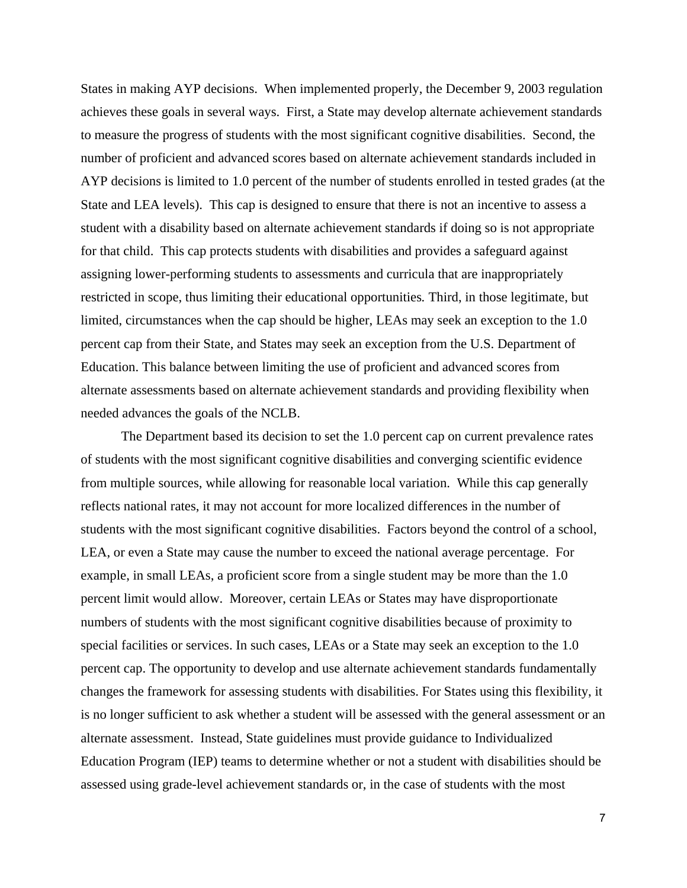States in making AYP decisions. When implemented properly, the December 9, 2003 regulation achieves these goals in several ways. First, a State may develop alternate achievement standards to measure the progress of students with the most significant cognitive disabilities. Second, the number of proficient and advanced scores based on alternate achievement standards included in AYP decisions is limited to 1.0 percent of the number of students enrolled in tested grades (at the State and LEA levels). This cap is designed to ensure that there is not an incentive to assess a student with a disability based on alternate achievement standards if doing so is not appropriate for that child. This cap protects students with disabilities and provides a safeguard against assigning lower-performing students to assessments and curricula that are inappropriately restricted in scope, thus limiting their educational opportunities. Third, in those legitimate, but limited, circumstances when the cap should be higher, LEAs may seek an exception to the 1.0 percent cap from their State, and States may seek an exception from the U.S. Department of Education. This balance between limiting the use of proficient and advanced scores from alternate assessments based on alternate achievement standards and providing flexibility when needed advances the goals of the NCLB.

The Department based its decision to set the 1.0 percent cap on current prevalence rates of students with the most significant cognitive disabilities and converging scientific evidence from multiple sources, while allowing for reasonable local variation. While this cap generally reflects national rates, it may not account for more localized differences in the number of students with the most significant cognitive disabilities. Factors beyond the control of a school, LEA, or even a State may cause the number to exceed the national average percentage. For example, in small LEAs, a proficient score from a single student may be more than the 1.0 percent limit would allow. Moreover, certain LEAs or States may have disproportionate numbers of students with the most significant cognitive disabilities because of proximity to special facilities or services. In such cases, LEAs or a State may seek an exception to the 1.0 percent cap. The opportunity to develop and use alternate achievement standards fundamentally changes the framework for assessing students with disabilities. For States using this flexibility, it is no longer sufficient to ask whether a student will be assessed with the general assessment or an alternate assessment. Instead, State guidelines must provide guidance to Individualized Education Program (IEP) teams to determine whether or not a student with disabilities should be assessed using grade-level achievement standards or, in the case of students with the most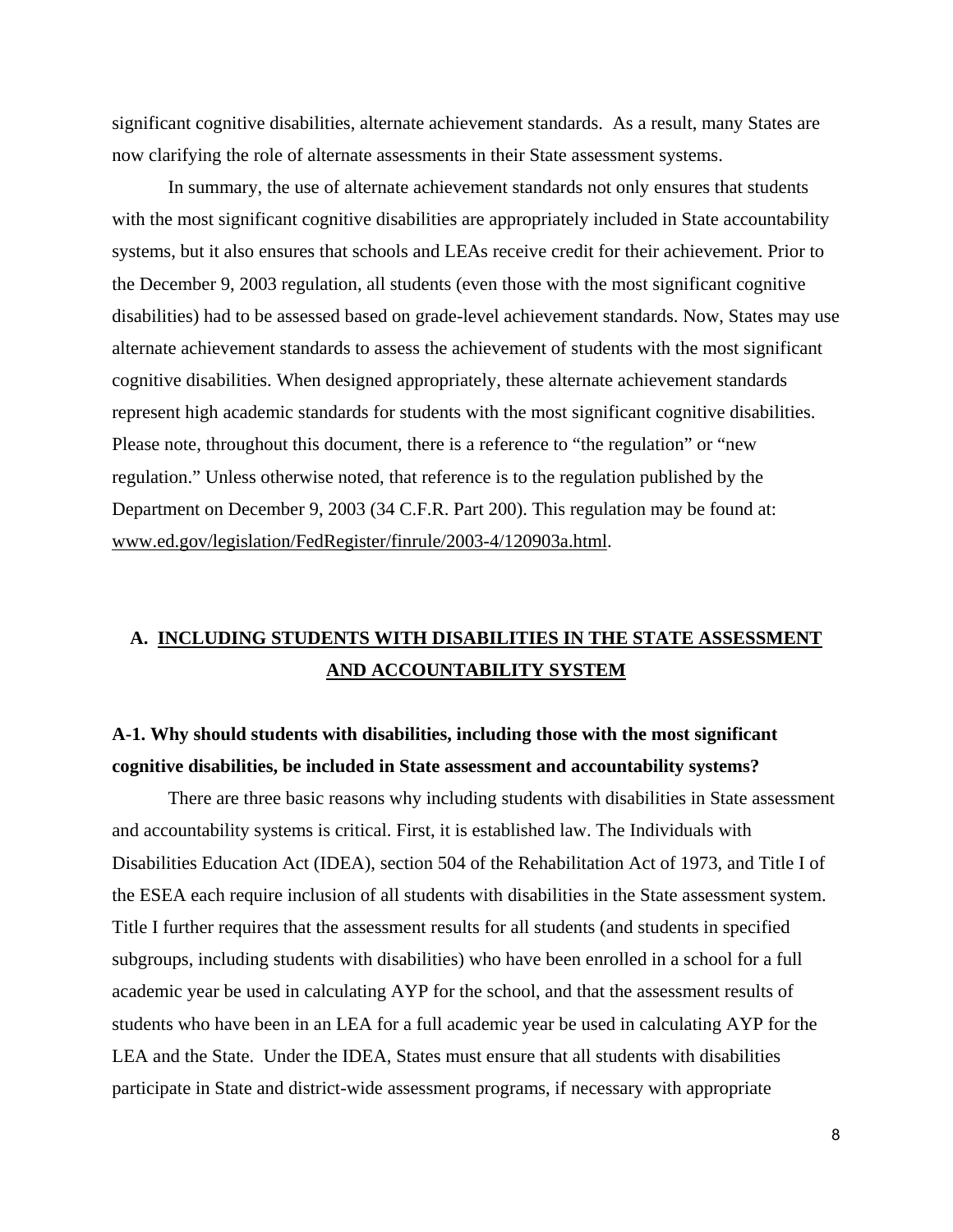significant cognitive disabilities, alternate achievement standards. As a result, many States are now clarifying the role of alternate assessments in their State assessment systems.

In summary, the use of alternate achievement standards not only ensures that students with the most significant cognitive disabilities are appropriately included in State accountability systems, but it also ensures that schools and LEAs receive credit for their achievement. Prior to the December 9, 2003 regulation, all students (even those with the most significant cognitive disabilities) had to be assessed based on grade-level achievement standards. Now, States may use alternate achievement standards to assess the achievement of students with the most significant cognitive disabilities. When designed appropriately, these alternate achievement standards represent high academic standards for students with the most significant cognitive disabilities. Please note, throughout this document, there is a reference to "the regulation" or "new regulation." Unless otherwise noted, that reference is to the regulation published by the Department on December 9, 2003 (34 C.F.R. Part 200). This regulation may be found at: www.ed.gov/legislation/FedRegister/finrule/2003-4/120903a.html.

## A. INCLUDING STUDENTS WITH DISABILITIES IN THE STATE ASSESSMENT AND ACCOUNTABILITY SYSTEM

### A-1. Why should students with disabilities, including those with the most significant cognitive disabilities, be included in State assessment and accountability systems?

There are three basic reasons why including students with disabilities in State assessment and accountability systems is critical. First, it is established law. The Individuals with Disabilities Education Act (IDEA), section 504 of the Rehabilitation Act of 1973, and Title I of the ESEA each require inclusion of all students with disabilities in the State assessment system. Title I further requires that the assessment results for all students (and students in specified subgroups, including students with disabilities) who have been enrolled in a school for a full academic year be used in calculating AYP for the school, and that the assessment results of students who have been in an LEA for a full academic year be used in calculating AYP for the LEA and the State. Under the IDEA, States must ensure that all students with disabilities participate in State and district-wide assessment programs, if necessary with appropriate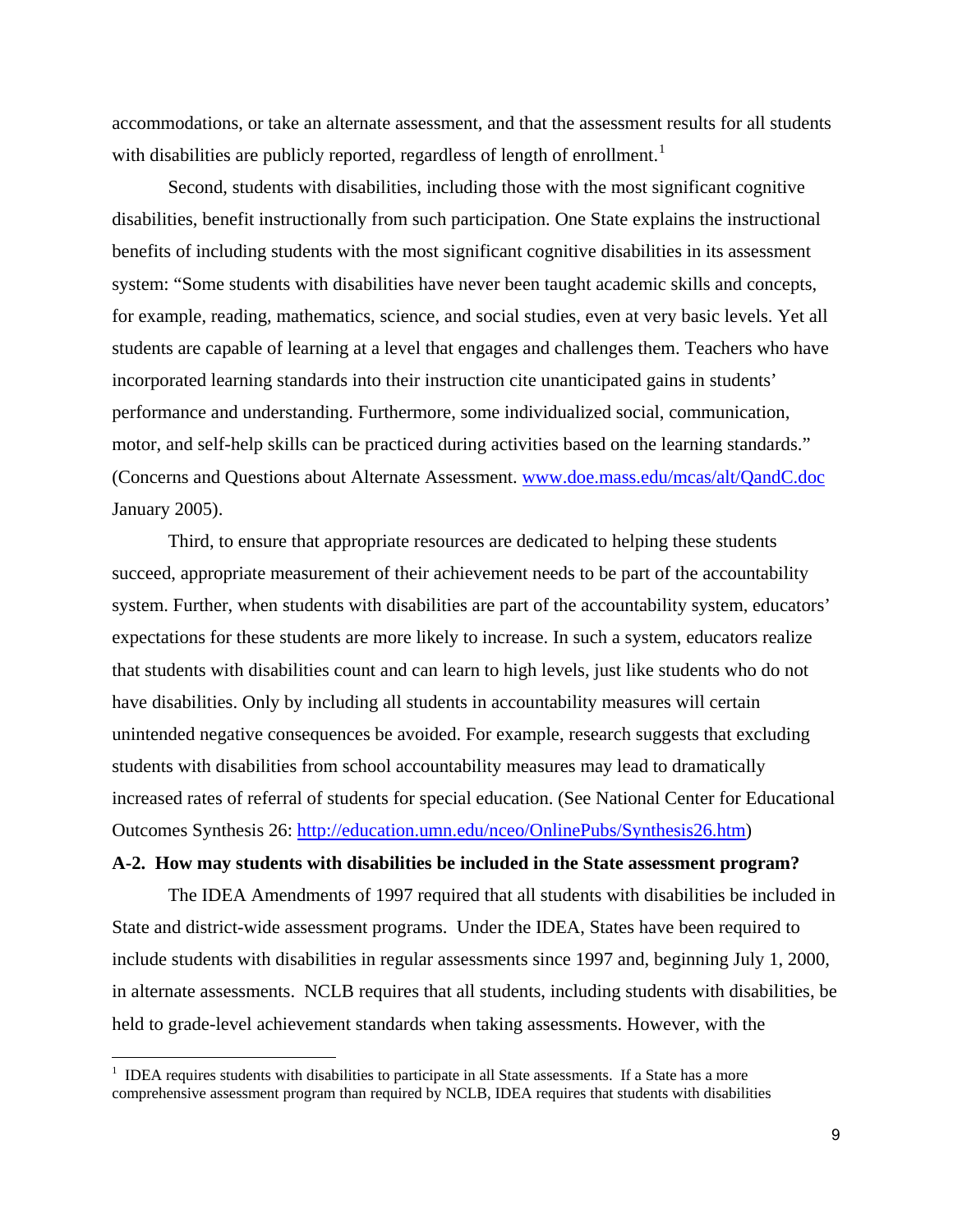accommodations, or take an alternate assessment, and that the assessment results for all students with disabilities are publicly reported, regardless of length of enrollment.[1]

Second, students with disabilities, including those with the most significant cognitive disabilities, benefit instructionally from such participation. One State explains the instructional benefits of including students with the most significant cognitive disabilities in its assessment system: "Some students with disabilities have never been taught academic skills and concepts, for example, reading, mathematics, science, and social studies, even at very basic levels. Yet all students are capable of learning at a level that engages and challenges them. Teachers who have incorporated learning standards into their instruction cite unanticipated gains in students' performance and understanding. Furthermore, some individualized social, communication, motor, and self-help skills can be practiced during activities based on the learning standards." (Concerns and Questions about Alternate Assessment. www.doe.mass.edu/mcas/alt/QandC.doc January 2005).

Third, to ensure that appropriate resources are dedicated to helping these students succeed, appropriate measurement of their achievement needs to be part of the accountability system. Further, when students with disabilities are part of the accountability system, educators' expectations for these students are more likely to increase. In such a system, educators realize that students with disabilities count and can learn to high levels, just like students who do not have disabilities. Only by including all students in accountability measures will certain unintended negative consequences be avoided. For example, research suggests that excluding students with disabilities from school accountability measures may lead to dramatically increased rates of referral of students for special education. (See National Center for Educational Outcomes Synthesis 26: http://education.umn.edu/nceo/OnlinePubs/Synthesis26.htm)

**A-2. How may students with disabilities be included in the State assessment program?**

The IDEA Amendments of 1997 required that all students with disabilities be included in State and district-wide assessment programs. Under the IDEA, States have been required to include students with disabilities in regular assessments since 1997 and, beginning July 1, 2000, in alternate assessments. NCLB requires that all students, including students with disabilities, be held to grade-level achievement standards when taking assessments. However, with the

[1] IDEA requires students with disabilities to participate in all State assessments. If a State has a more comprehensive assessment program than required by NCLB, IDEA requires that students with disabilities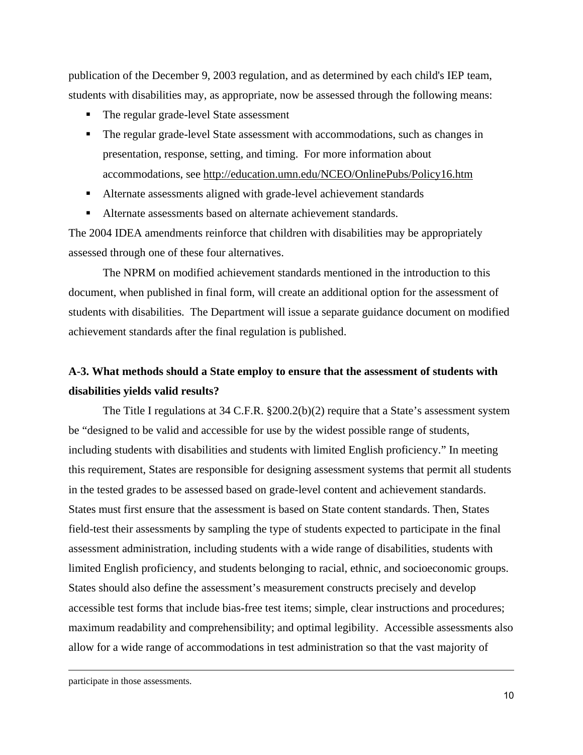publication of the December 9, 2003 regulation, and as determined by each child's IEP team, students with disabilities may, as appropriate, now be assessed through the following means:

- The regular grade-level State assessment
- The regular grade-level State assessment with accommodations, such as changes in presentation, response, setting, and timing. For more information about accommodations, see http://education.umn.edu/NCEO/OnlinePubs/Policy16.htm
- Alternate assessments aligned with grade-level achievement standards
- Alternate assessments based on alternate achievement standards.

The 2004 IDEA amendments reinforce that children with disabilities may be appropriately assessed through one of these four alternatives.

The NPRM on modified achievement standards mentioned in the introduction to this document, when published in final form, will create an additional option for the assessment of students with disabilities. The Department will issue a separate guidance document on modified achievement standards after the final regulation is published.

**A-3. What methods should a State employ to ensure that the assessment of students with disabilities yields valid results?**

The Title I regulations at 34 C.F.R. §200.2(b)(2) require that a State's assessment system be "designed to be valid and accessible for use by the widest possible range of students, including students with disabilities and students with limited English proficiency." In meeting this requirement, States are responsible for designing assessment systems that permit all students in the tested grades to be assessed based on grade-level content and achievement standards. States must first ensure that the assessment is based on State content standards. Then, States field-test their assessments by sampling the type of students expected to participate in the final assessment administration, including students with a wide range of disabilities, students with limited English proficiency, and students belonging to racial, ethnic, and socioeconomic groups. States should also define the assessment's measurement constructs precisely and develop accessible test forms that include bias-free test items; simple, clear instructions and procedures; maximum readability and comprehensibility; and optimal legibility. Accessible assessments also allow for a wide range of accommodations in test administration so that the vast majority of

---

participate in those assessments.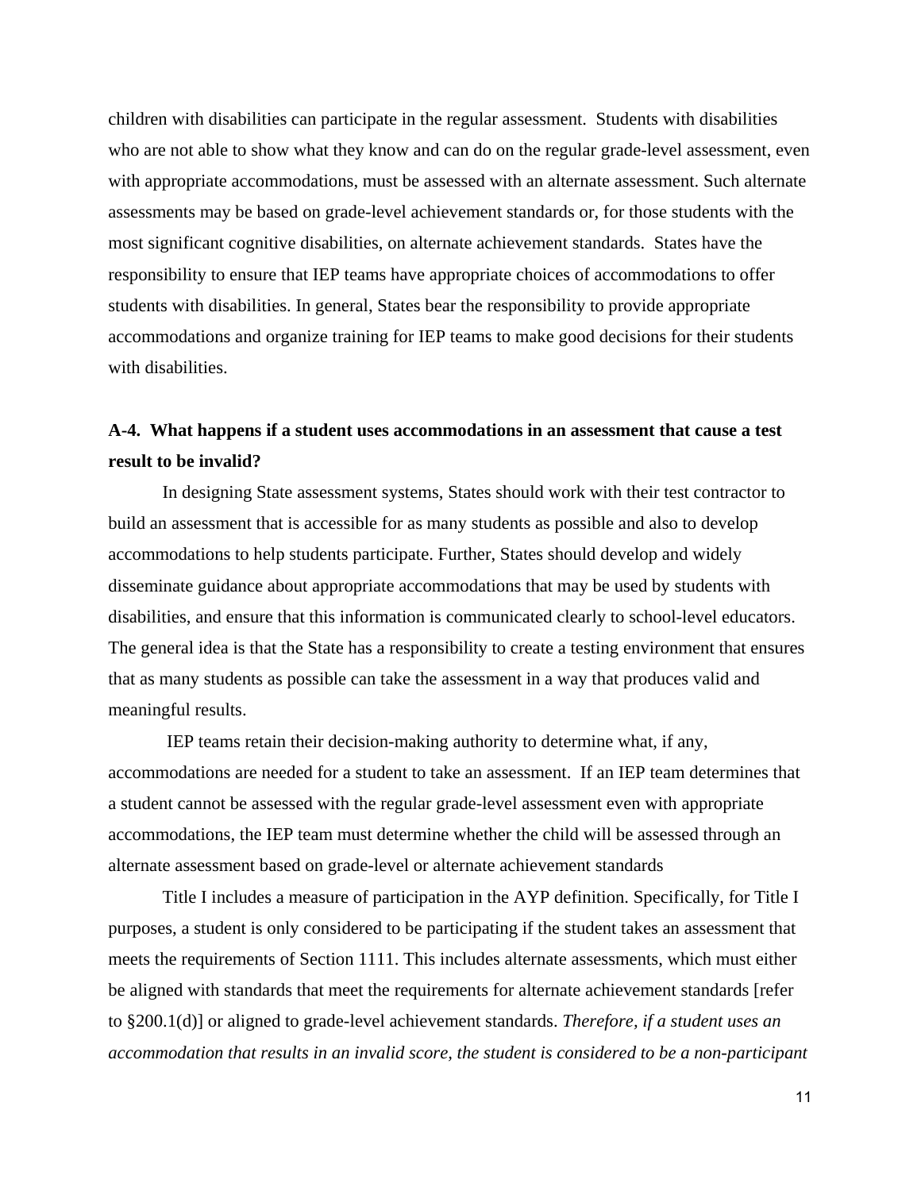children with disabilities can participate in the regular assessment. Students with disabilities who are not able to show what they know and can do on the regular grade-level assessment, even with appropriate accommodations, must be assessed with an alternate assessment. Such alternate assessments may be based on grade-level achievement standards or, for those students with the most significant cognitive disabilities, on alternate achievement standards. States have the responsibility to ensure that IEP teams have appropriate choices of accommodations to offer students with disabilities. In general, States bear the responsibility to provide appropriate accommodations and organize training for IEP teams to make good decisions for their students with disabilities.

**A-4. What happens if a student uses accommodations in an assessment that cause a test result to be invalid?**

In designing State assessment systems, States should work with their test contractor to build an assessment that is accessible for as many students as possible and also to develop accommodations to help students participate. Further, States should develop and widely disseminate guidance about appropriate accommodations that may be used by students with disabilities, and ensure that this information is communicated clearly to school-level educators. The general idea is that the State has a responsibility to create a testing environment that ensures that as many students as possible can take the assessment in a way that produces valid and meaningful results.

IEP teams retain their decision-making authority to determine what, if any, accommodations are needed for a student to take an assessment. If an IEP team determines that a student cannot be assessed with the regular grade-level assessment even with appropriate accommodations, the IEP team must determine whether the child will be assessed through an alternate assessment based on grade-level or alternate achievement standards

Title I includes a measure of participation in the AYP definition. Specifically, for Title I purposes, a student is only considered to be participating if the student takes an assessment that meets the requirements of Section 1111. This includes alternate assessments, which must either be aligned with standards that meet the requirements for alternate achievement standards [refer to §200.1(d)] or aligned to grade-level achievement standards. *Therefore, if a student uses an accommodation that results in an invalid score, the student is considered to be a non-participant*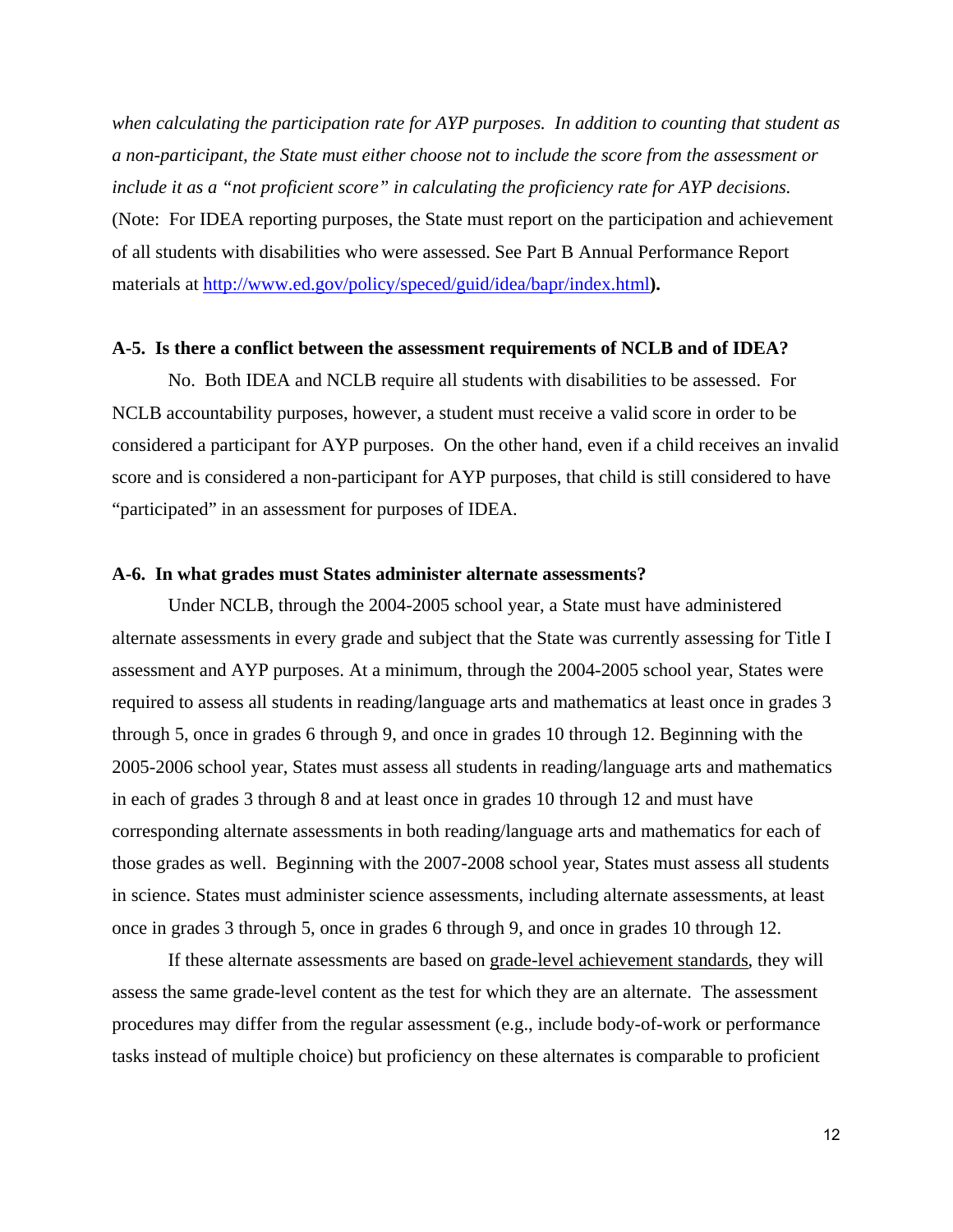*when calculating the participation rate for AYP purposes. In addition to counting that student as a non-participant, the State must either choose not to include the score from the assessment or include it as a "not proficient score" in calculating the proficiency rate for AYP decisions.* (Note: For IDEA reporting purposes, the State must report on the participation and achievement of all students with disabilities who were assessed. See Part B Annual Performance Report materials at [http://www.ed.gov/policy/speced/guid/idea/bapr/index.html](http://www.ed.gov/policy/speced/guid/idea/bapr/index.html)**).**

**A-5. Is there a conflict between the assessment requirements of NCLB and of IDEA?**

No. Both IDEA and NCLB require all students with disabilities to be assessed. For NCLB accountability purposes, however, a student must receive a valid score in order to be considered a participant for AYP purposes. On the other hand, even if a child receives an invalid score and is considered a non-participant for AYP purposes, that child is still considered to have "participated" in an assessment for purposes of IDEA.

**A-6. In what grades must States administer alternate assessments?**

Under NCLB, through the 2004-2005 school year, a State must have administered alternate assessments in every grade and subject that the State was currently assessing for Title I assessment and AYP purposes. At a minimum, through the 2004-2005 school year, States were required to assess all students in reading/language arts and mathematics at least once in grades 3 through 5, once in grades 6 through 9, and once in grades 10 through 12. Beginning with the 2005-2006 school year, States must assess all students in reading/language arts and mathematics in each of grades 3 through 8 and at least once in grades 10 through 12 and must have corresponding alternate assessments in both reading/language arts and mathematics for each of those grades as well. Beginning with the 2007-2008 school year, States must assess all students in science. States must administer science assessments, including alternate assessments, at least once in grades 3 through 5, once in grades 6 through 9, and once in grades 10 through 12.

If these alternate assessments are based on grade-level achievement standards, they will assess the same grade-level content as the test for which they are an alternate. The assessment procedures may differ from the regular assessment (e.g., include body-of-work or performance tasks instead of multiple choice) but proficiency on these alternates is comparable to proficient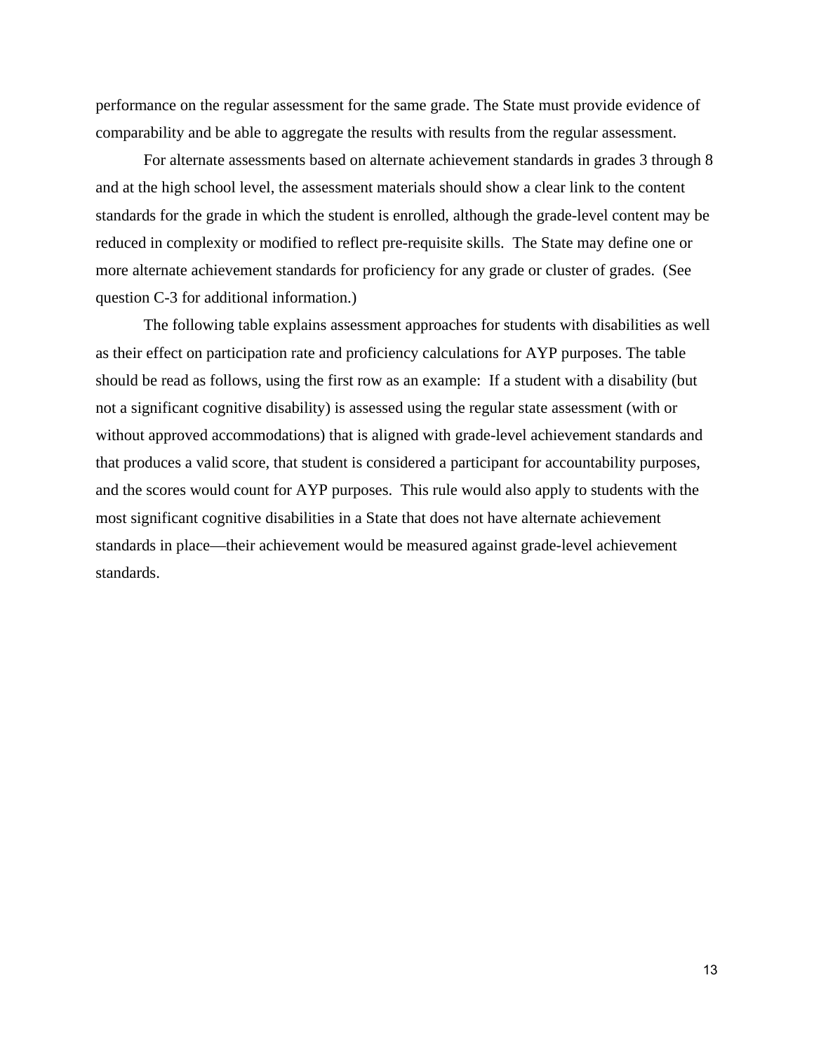performance on the regular assessment for the same grade. The State must provide evidence of comparability and be able to aggregate the results with results from the regular assessment.

For alternate assessments based on alternate achievement standards in grades 3 through 8 and at the high school level, the assessment materials should show a clear link to the content standards for the grade in which the student is enrolled, although the grade-level content may be reduced in complexity or modified to reflect pre-requisite skills. The State may define one or more alternate achievement standards for proficiency for any grade or cluster of grades. (See question C-3 for additional information.)

The following table explains assessment approaches for students with disabilities as well as their effect on participation rate and proficiency calculations for AYP purposes. The table should be read as follows, using the first row as an example: If a student with a disability (but not a significant cognitive disability) is assessed using the regular state assessment (with or without approved accommodations) that is aligned with grade-level achievement standards and that produces a valid score, that student is considered a participant for accountability purposes, and the scores would count for AYP purposes. This rule would also apply to students with the most significant cognitive disabilities in a State that does not have alternate achievement standards in place—their achievement would be measured against grade-level achievement standards.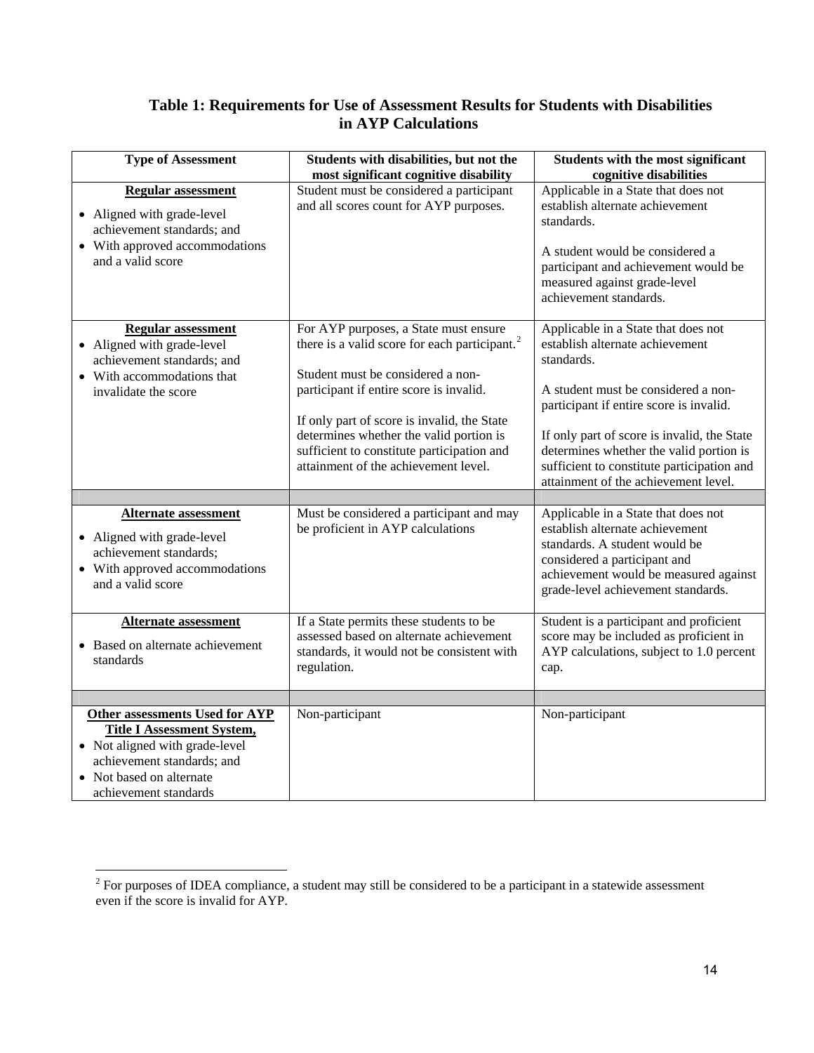**Table 1: Requirements for Use of Assessment Results for Students with Disabilities in AYP Calculations**

| Type of Assessment | Students with disabilities, but not the most significant cognitive disability | Students with the most significant cognitive disabilities |
|---|---|---|
| **Regular assessment**<br>• Aligned with grade-level achievement standards; and<br>• With approved accommodations and a valid score | Student must be considered a participant and all scores count for AYP purposes. | Applicable in a State that does not establish alternate achievement standards.<br><br>A student would be considered a participant and achievement would be measured against grade-level achievement standards. |
| **Regular assessment**<br>• Aligned with grade-level achievement standards; and<br>• With accommodations that invalidate the score | For AYP purposes, a State must ensure there is a valid score for each participant.[2]<br><br>Student must be considered a non-participant if entire score is invalid.<br><br>If only part of score is invalid, the State determines whether the valid portion is sufficient to constitute participation and attainment of the achievement level. | Applicable in a State that does not establish alternate achievement standards.<br><br>A student must be considered a non-participant if entire score is invalid.<br><br>If only part of score is invalid, the State determines whether the valid portion is sufficient to constitute participation and attainment of the achievement level. |
| | | |
| **Alternate assessment**<br>• Aligned with grade-level achievement standards;<br>• With approved accommodations and a valid score | Must be considered a participant and may be proficient in AYP calculations | Applicable in a State that does not establish alternate achievement standards. A student would be considered a participant and achievement would be measured against grade-level achievement standards. |
| **Alternate assessment**<br>• Based on alternate achievement standards | If a State permits these students to be assessed based on alternate achievement standards, it would not be consistent with regulation. | Student is a participant and proficient score may be included as proficient in AYP calculations, subject to 1.0 percent cap. |
| | | |
| **Other assessments Used for AYP Title I Assessment System,**<br>• Not aligned with grade-level achievement standards; and<br>• Not based on alternate achievement standards | Non-participant | Non-participant |

[2] For purposes of IDEA compliance, a student may still be considered to be a participant in a statewide assessment even if the score is invalid for AYP.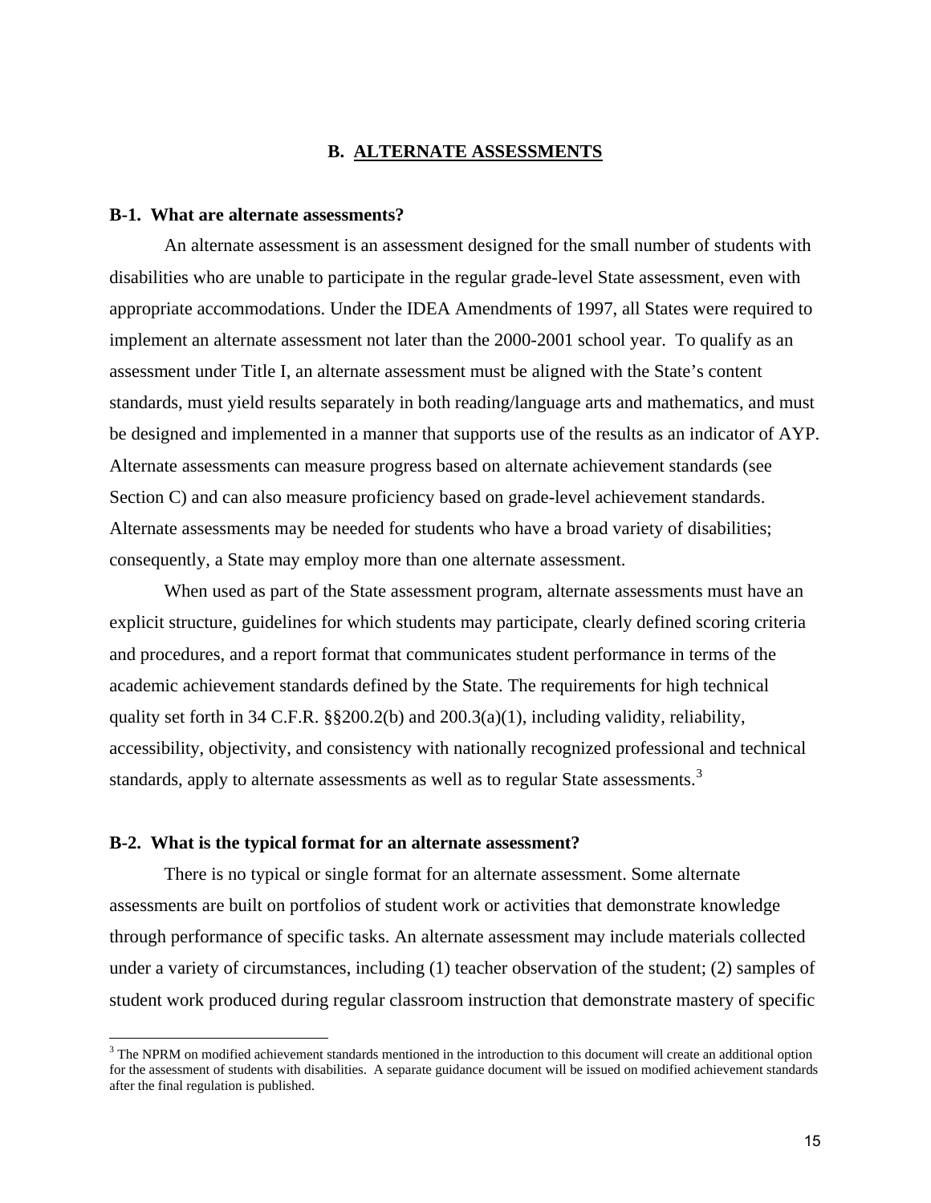## B. ALTERNATE ASSESSMENTS

### B-1. What are alternate assessments?

An alternate assessment is an assessment designed for the small number of students with disabilities who are unable to participate in the regular grade-level State assessment, even with appropriate accommodations. Under the IDEA Amendments of 1997, all States were required to implement an alternate assessment not later than the 2000-2001 school year. To qualify as an assessment under Title I, an alternate assessment must be aligned with the State's content standards, must yield results separately in both reading/language arts and mathematics, and must be designed and implemented in a manner that supports use of the results as an indicator of AYP. Alternate assessments can measure progress based on alternate achievement standards (see Section C) and can also measure proficiency based on grade-level achievement standards. Alternate assessments may be needed for students who have a broad variety of disabilities; consequently, a State may employ more than one alternate assessment.

When used as part of the State assessment program, alternate assessments must have an explicit structure, guidelines for which students may participate, clearly defined scoring criteria and procedures, and a report format that communicates student performance in terms of the academic achievement standards defined by the State. The requirements for high technical quality set forth in 34 C.F.R. §§200.2(b) and 200.3(a)(1), including validity, reliability, accessibility, objectivity, and consistency with nationally recognized professional and technical standards, apply to alternate assessments as well as to regular State assessments.[3]

### B-2. What is the typical format for an alternate assessment?

There is no typical or single format for an alternate assessment. Some alternate assessments are built on portfolios of student work or activities that demonstrate knowledge through performance of specific tasks. An alternate assessment may include materials collected under a variety of circumstances, including (1) teacher observation of the student; (2) samples of student work produced during regular classroom instruction that demonstrate mastery of specific

[3] The NPRM on modified achievement standards mentioned in the introduction to this document will create an additional option for the assessment of students with disabilities. A separate guidance document will be issued on modified achievement standards after the final regulation is published.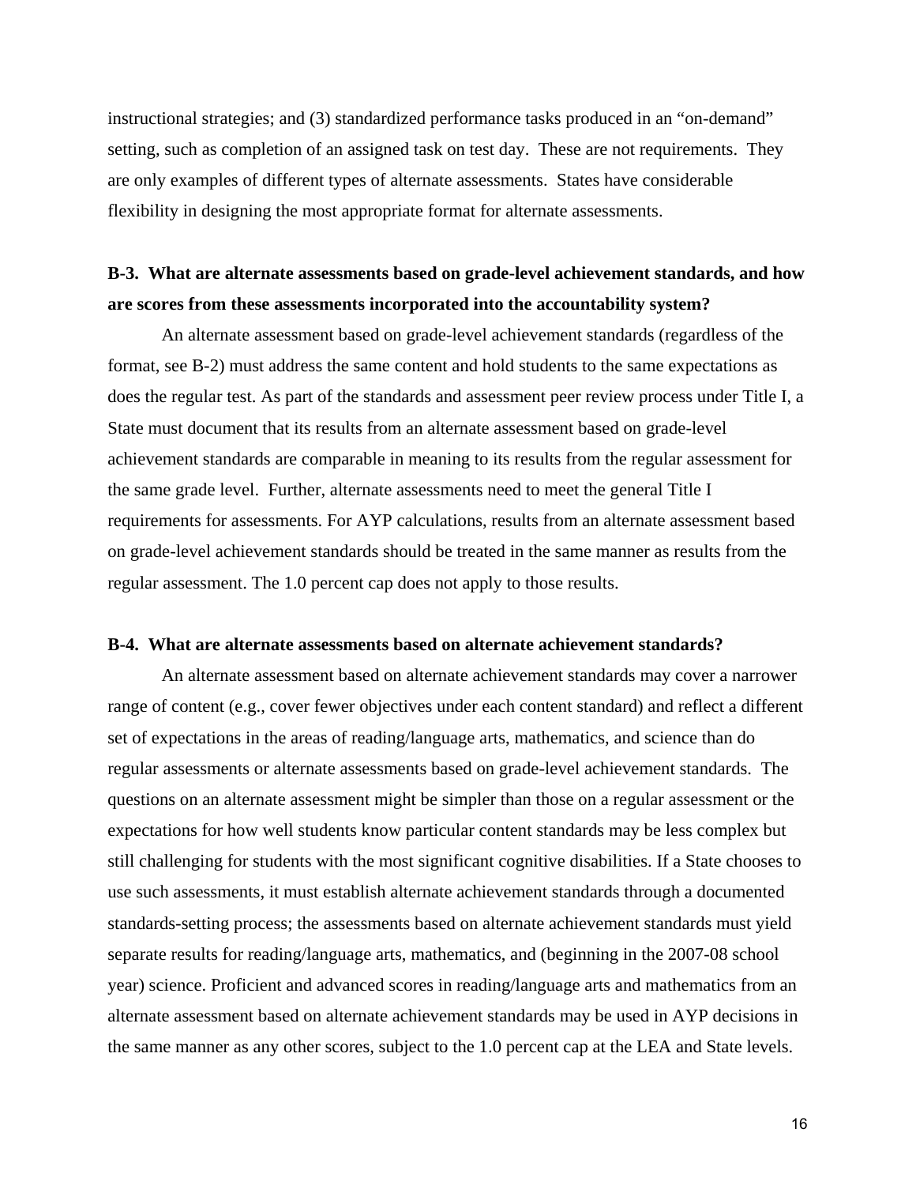instructional strategies; and (3) standardized performance tasks produced in an "on-demand" setting, such as completion of an assigned task on test day. These are not requirements. They are only examples of different types of alternate assessments. States have considerable flexibility in designing the most appropriate format for alternate assessments.

**B-3. What are alternate assessments based on grade-level achievement standards, and how are scores from these assessments incorporated into the accountability system?**

An alternate assessment based on grade-level achievement standards (regardless of the format, see B-2) must address the same content and hold students to the same expectations as does the regular test. As part of the standards and assessment peer review process under Title I, a State must document that its results from an alternate assessment based on grade-level achievement standards are comparable in meaning to its results from the regular assessment for the same grade level. Further, alternate assessments need to meet the general Title I requirements for assessments. For AYP calculations, results from an alternate assessment based on grade-level achievement standards should be treated in the same manner as results from the regular assessment. The 1.0 percent cap does not apply to those results.

**B-4. What are alternate assessments based on alternate achievement standards?**

An alternate assessment based on alternate achievement standards may cover a narrower range of content (e.g., cover fewer objectives under each content standard) and reflect a different set of expectations in the areas of reading/language arts, mathematics, and science than do regular assessments or alternate assessments based on grade-level achievement standards. The questions on an alternate assessment might be simpler than those on a regular assessment or the expectations for how well students know particular content standards may be less complex but still challenging for students with the most significant cognitive disabilities. If a State chooses to use such assessments, it must establish alternate achievement standards through a documented standards-setting process; the assessments based on alternate achievement standards must yield separate results for reading/language arts, mathematics, and (beginning in the 2007-08 school year) science. Proficient and advanced scores in reading/language arts and mathematics from an alternate assessment based on alternate achievement standards may be used in AYP decisions in the same manner as any other scores, subject to the 1.0 percent cap at the LEA and State levels.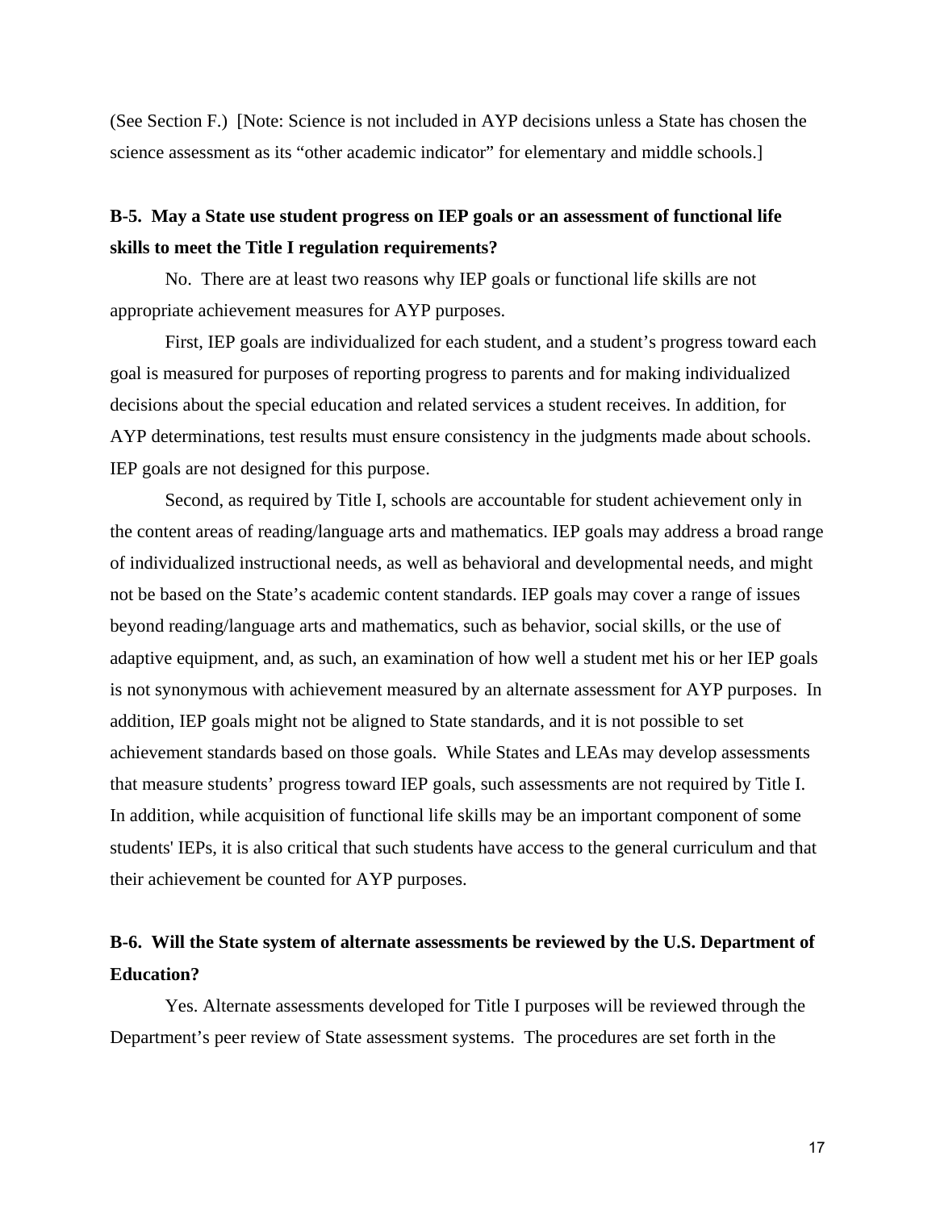(See Section F.) [Note: Science is not included in AYP decisions unless a State has chosen the science assessment as its "other academic indicator" for elementary and middle schools.]

**B-5. May a State use student progress on IEP goals or an assessment of functional life skills to meet the Title I regulation requirements?**

No. There are at least two reasons why IEP goals or functional life skills are not appropriate achievement measures for AYP purposes.

First, IEP goals are individualized for each student, and a student's progress toward each goal is measured for purposes of reporting progress to parents and for making individualized decisions about the special education and related services a student receives. In addition, for AYP determinations, test results must ensure consistency in the judgments made about schools. IEP goals are not designed for this purpose.

Second, as required by Title I, schools are accountable for student achievement only in the content areas of reading/language arts and mathematics. IEP goals may address a broad range of individualized instructional needs, as well as behavioral and developmental needs, and might not be based on the State's academic content standards. IEP goals may cover a range of issues beyond reading/language arts and mathematics, such as behavior, social skills, or the use of adaptive equipment, and, as such, an examination of how well a student met his or her IEP goals is not synonymous with achievement measured by an alternate assessment for AYP purposes. In addition, IEP goals might not be aligned to State standards, and it is not possible to set achievement standards based on those goals. While States and LEAs may develop assessments that measure students' progress toward IEP goals, such assessments are not required by Title I. In addition, while acquisition of functional life skills may be an important component of some students' IEPs, it is also critical that such students have access to the general curriculum and that their achievement be counted for AYP purposes.

**B-6. Will the State system of alternate assessments be reviewed by the U.S. Department of Education?**

Yes. Alternate assessments developed for Title I purposes will be reviewed through the Department's peer review of State assessment systems. The procedures are set forth in the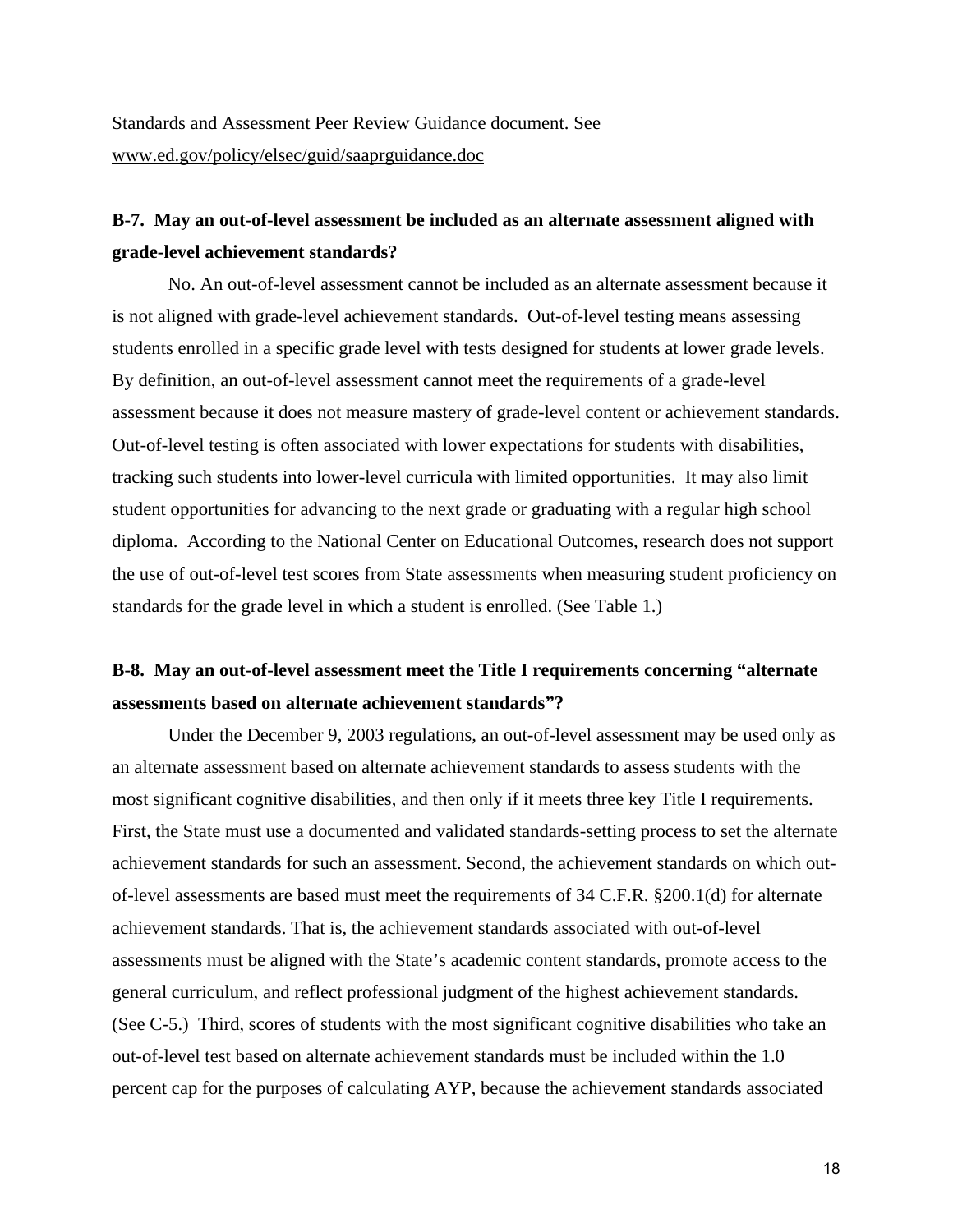Standards and Assessment Peer Review Guidance document. See www.ed.gov/policy/elsec/guid/saaprguidance.doc

**B-7. May an out-of-level assessment be included as an alternate assessment aligned with grade-level achievement standards?**

No. An out-of-level assessment cannot be included as an alternate assessment because it is not aligned with grade-level achievement standards. Out-of-level testing means assessing students enrolled in a specific grade level with tests designed for students at lower grade levels. By definition, an out-of-level assessment cannot meet the requirements of a grade-level assessment because it does not measure mastery of grade-level content or achievement standards. Out-of-level testing is often associated with lower expectations for students with disabilities, tracking such students into lower-level curricula with limited opportunities. It may also limit student opportunities for advancing to the next grade or graduating with a regular high school diploma. According to the National Center on Educational Outcomes, research does not support the use of out-of-level test scores from State assessments when measuring student proficiency on standards for the grade level in which a student is enrolled. (See Table 1.)

**B-8. May an out-of-level assessment meet the Title I requirements concerning "alternate assessments based on alternate achievement standards"?**

Under the December 9, 2003 regulations, an out-of-level assessment may be used only as an alternate assessment based on alternate achievement standards to assess students with the most significant cognitive disabilities, and then only if it meets three key Title I requirements. First, the State must use a documented and validated standards-setting process to set the alternate achievement standards for such an assessment. Second, the achievement standards on which out-of-level assessments are based must meet the requirements of 34 C.F.R. §200.1(d) for alternate achievement standards. That is, the achievement standards associated with out-of-level assessments must be aligned with the State's academic content standards, promote access to the general curriculum, and reflect professional judgment of the highest achievement standards. (See C-5.) Third, scores of students with the most significant cognitive disabilities who take an out-of-level test based on alternate achievement standards must be included within the 1.0 percent cap for the purposes of calculating AYP, because the achievement standards associated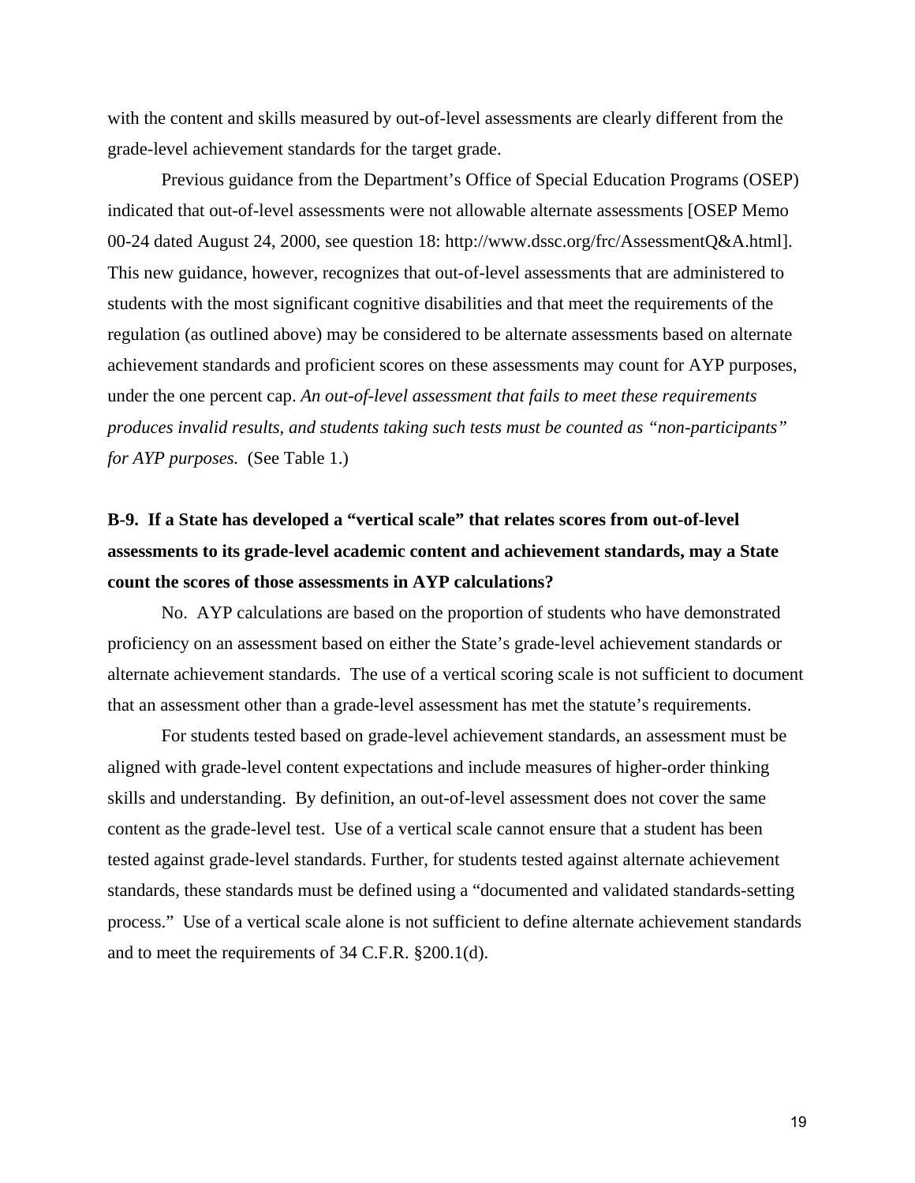with the content and skills measured by out-of-level assessments are clearly different from the grade-level achievement standards for the target grade.

Previous guidance from the Department's Office of Special Education Programs (OSEP) indicated that out-of-level assessments were not allowable alternate assessments [OSEP Memo 00-24 dated August 24, 2000, see question 18: http://www.dssc.org/frc/AssessmentQ&A.html]. This new guidance, however, recognizes that out-of-level assessments that are administered to students with the most significant cognitive disabilities and that meet the requirements of the regulation (as outlined above) may be considered to be alternate assessments based on alternate achievement standards and proficient scores on these assessments may count for AYP purposes, under the one percent cap. *An out-of-level assessment that fails to meet these requirements produces invalid results, and students taking such tests must be counted as "non-participants" for AYP purposes.* (See Table 1.)

**B-9. If a State has developed a "vertical scale" that relates scores from out-of-level assessments to its grade-level academic content and achievement standards, may a State count the scores of those assessments in AYP calculations?**

No. AYP calculations are based on the proportion of students who have demonstrated proficiency on an assessment based on either the State's grade-level achievement standards or alternate achievement standards. The use of a vertical scoring scale is not sufficient to document that an assessment other than a grade-level assessment has met the statute's requirements.

For students tested based on grade-level achievement standards, an assessment must be aligned with grade-level content expectations and include measures of higher-order thinking skills and understanding. By definition, an out-of-level assessment does not cover the same content as the grade-level test. Use of a vertical scale cannot ensure that a student has been tested against grade-level standards. Further, for students tested against alternate achievement standards, these standards must be defined using a "documented and validated standards-setting process." Use of a vertical scale alone is not sufficient to define alternate achievement standards and to meet the requirements of 34 C.F.R. §200.1(d).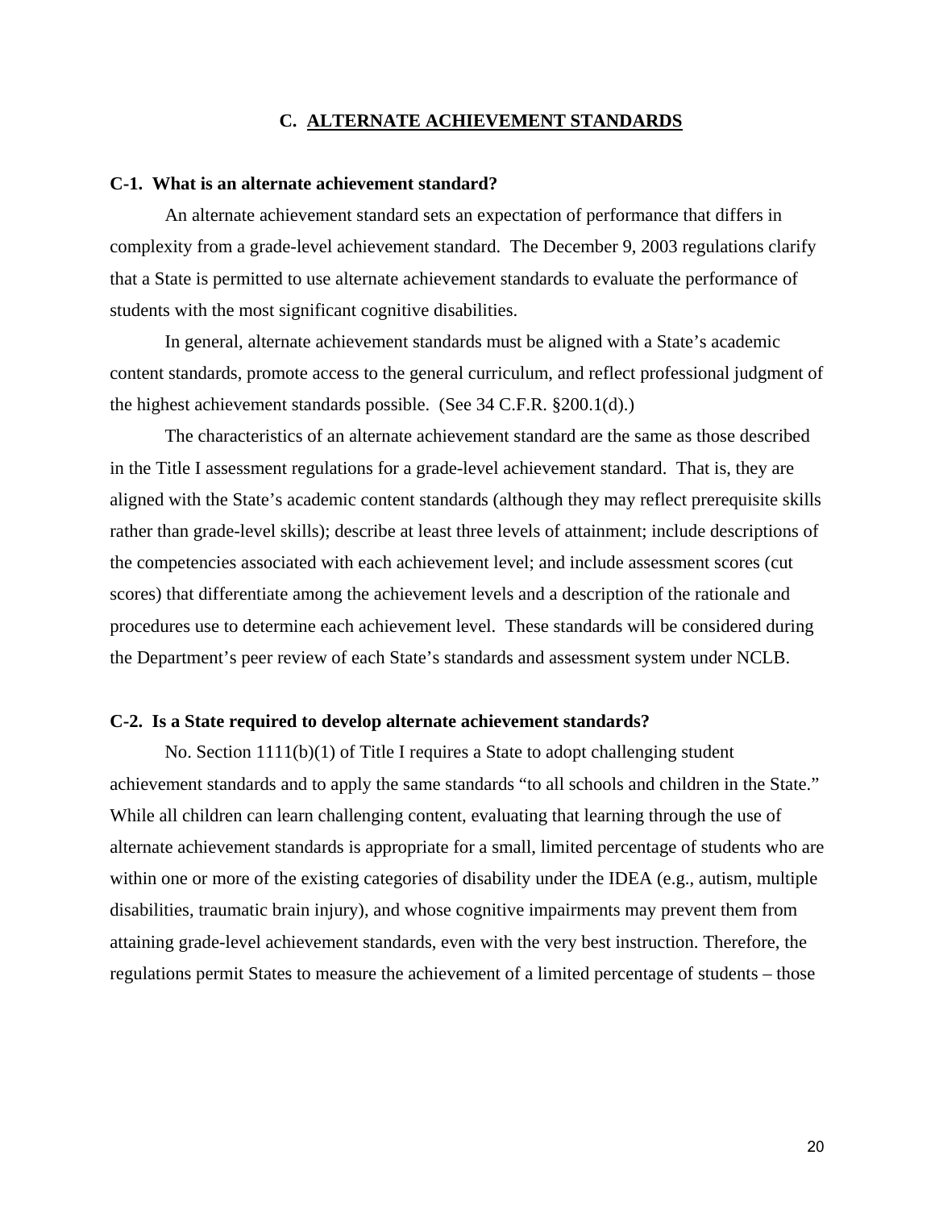## C. ALTERNATE ACHIEVEMENT STANDARDS

**C-1. What is an alternate achievement standard?**

An alternate achievement standard sets an expectation of performance that differs in complexity from a grade-level achievement standard. The December 9, 2003 regulations clarify that a State is permitted to use alternate achievement standards to evaluate the performance of students with the most significant cognitive disabilities.

In general, alternate achievement standards must be aligned with a State's academic content standards, promote access to the general curriculum, and reflect professional judgment of the highest achievement standards possible. (See 34 C.F.R. §200.1(d).)

The characteristics of an alternate achievement standard are the same as those described in the Title I assessment regulations for a grade-level achievement standard. That is, they are aligned with the State's academic content standards (although they may reflect prerequisite skills rather than grade-level skills); describe at least three levels of attainment; include descriptions of the competencies associated with each achievement level; and include assessment scores (cut scores) that differentiate among the achievement levels and a description of the rationale and procedures use to determine each achievement level. These standards will be considered during the Department's peer review of each State's standards and assessment system under NCLB.

**C-2. Is a State required to develop alternate achievement standards?**

No. Section 1111(b)(1) of Title I requires a State to adopt challenging student achievement standards and to apply the same standards "to all schools and children in the State." While all children can learn challenging content, evaluating that learning through the use of alternate achievement standards is appropriate for a small, limited percentage of students who are within one or more of the existing categories of disability under the IDEA (e.g., autism, multiple disabilities, traumatic brain injury), and whose cognitive impairments may prevent them from attaining grade-level achievement standards, even with the very best instruction. Therefore, the regulations permit States to measure the achievement of a limited percentage of students – those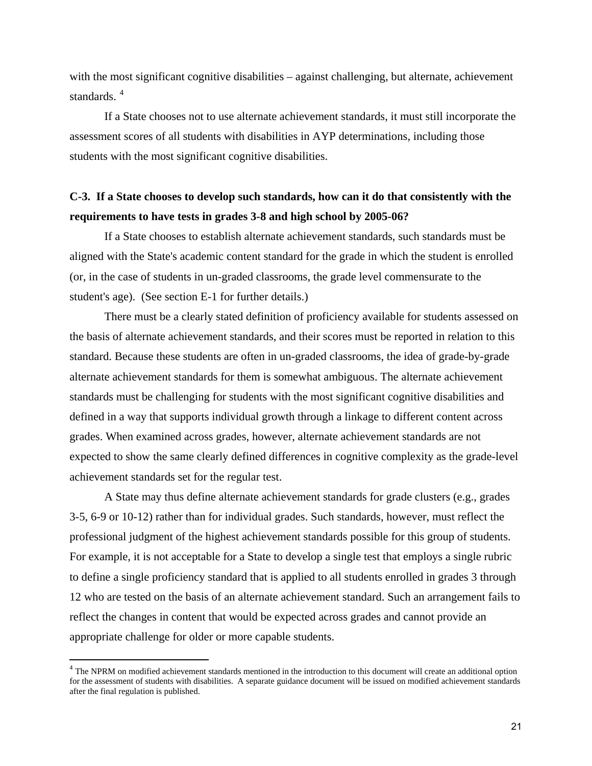with the most significant cognitive disabilities – against challenging, but alternate, achievement standards. [4]

If a State chooses not to use alternate achievement standards, it must still incorporate the assessment scores of all students with disabilities in AYP determinations, including those students with the most significant cognitive disabilities.

**C-3. If a State chooses to develop such standards, how can it do that consistently with the requirements to have tests in grades 3-8 and high school by 2005-06?**

If a State chooses to establish alternate achievement standards, such standards must be aligned with the State's academic content standard for the grade in which the student is enrolled (or, in the case of students in un-graded classrooms, the grade level commensurate to the student's age). (See section E-1 for further details.)

There must be a clearly stated definition of proficiency available for students assessed on the basis of alternate achievement standards, and their scores must be reported in relation to this standard. Because these students are often in un-graded classrooms, the idea of grade-by-grade alternate achievement standards for them is somewhat ambiguous. The alternate achievement standards must be challenging for students with the most significant cognitive disabilities and defined in a way that supports individual growth through a linkage to different content across grades. When examined across grades, however, alternate achievement standards are not expected to show the same clearly defined differences in cognitive complexity as the grade-level achievement standards set for the regular test.

A State may thus define alternate achievement standards for grade clusters (e.g., grades 3-5, 6-9 or 10-12) rather than for individual grades. Such standards, however, must reflect the professional judgment of the highest achievement standards possible for this group of students. For example, it is not acceptable for a State to develop a single test that employs a single rubric to define a single proficiency standard that is applied to all students enrolled in grades 3 through 12 who are tested on the basis of an alternate achievement standard. Such an arrangement fails to reflect the changes in content that would be expected across grades and cannot provide an appropriate challenge for older or more capable students.

---

[4] The NPRM on modified achievement standards mentioned in the introduction to this document will create an additional option for the assessment of students with disabilities. A separate guidance document will be issued on modified achievement standards after the final regulation is published.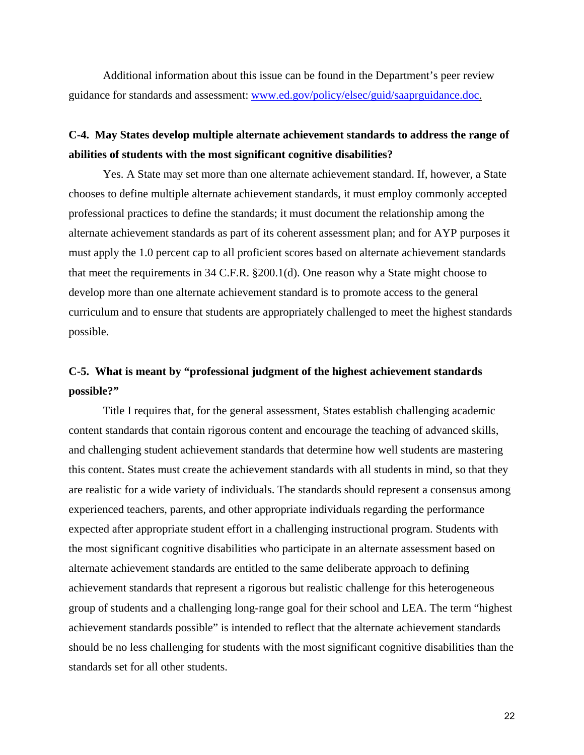Additional information about this issue can be found in the Department's peer review guidance for standards and assessment: [www.ed.gov/policy/elsec/guid/saaprguidance.doc](www.ed.gov/policy/elsec/guid/saaprguidance.doc).

**C-4. May States develop multiple alternate achievement standards to address the range of abilities of students with the most significant cognitive disabilities?**

Yes. A State may set more than one alternate achievement standard. If, however, a State chooses to define multiple alternate achievement standards, it must employ commonly accepted professional practices to define the standards; it must document the relationship among the alternate achievement standards as part of its coherent assessment plan; and for AYP purposes it must apply the 1.0 percent cap to all proficient scores based on alternate achievement standards that meet the requirements in 34 C.F.R. §200.1(d). One reason why a State might choose to develop more than one alternate achievement standard is to promote access to the general curriculum and to ensure that students are appropriately challenged to meet the highest standards possible.

**C-5. What is meant by "professional judgment of the highest achievement standards possible?"**

Title I requires that, for the general assessment, States establish challenging academic content standards that contain rigorous content and encourage the teaching of advanced skills, and challenging student achievement standards that determine how well students are mastering this content. States must create the achievement standards with all students in mind, so that they are realistic for a wide variety of individuals. The standards should represent a consensus among experienced teachers, parents, and other appropriate individuals regarding the performance expected after appropriate student effort in a challenging instructional program. Students with the most significant cognitive disabilities who participate in an alternate assessment based on alternate achievement standards are entitled to the same deliberate approach to defining achievement standards that represent a rigorous but realistic challenge for this heterogeneous group of students and a challenging long-range goal for their school and LEA. The term "highest achievement standards possible" is intended to reflect that the alternate achievement standards should be no less challenging for students with the most significant cognitive disabilities than the standards set for all other students.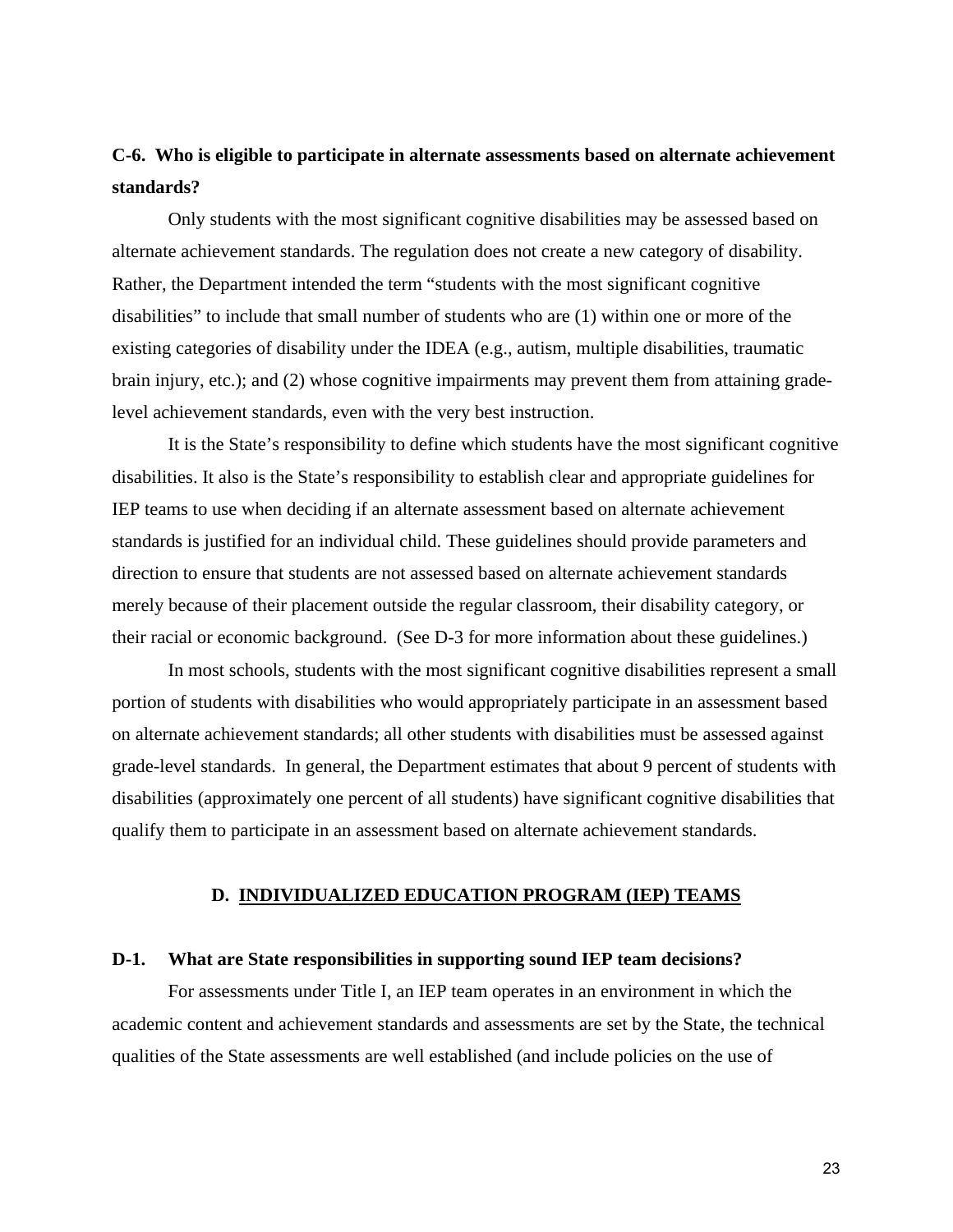**C-6. Who is eligible to participate in alternate assessments based on alternate achievement standards?**

Only students with the most significant cognitive disabilities may be assessed based on alternate achievement standards. The regulation does not create a new category of disability. Rather, the Department intended the term "students with the most significant cognitive disabilities" to include that small number of students who are (1) within one or more of the existing categories of disability under the IDEA (e.g., autism, multiple disabilities, traumatic brain injury, etc.); and (2) whose cognitive impairments may prevent them from attaining grade-level achievement standards, even with the very best instruction.

It is the State's responsibility to define which students have the most significant cognitive disabilities. It also is the State's responsibility to establish clear and appropriate guidelines for IEP teams to use when deciding if an alternate assessment based on alternate achievement standards is justified for an individual child. These guidelines should provide parameters and direction to ensure that students are not assessed based on alternate achievement standards merely because of their placement outside the regular classroom, their disability category, or their racial or economic background. (See D-3 for more information about these guidelines.)

In most schools, students with the most significant cognitive disabilities represent a small portion of students with disabilities who would appropriately participate in an assessment based on alternate achievement standards; all other students with disabilities must be assessed against grade-level standards. In general, the Department estimates that about 9 percent of students with disabilities (approximately one percent of all students) have significant cognitive disabilities that qualify them to participate in an assessment based on alternate achievement standards.

## D. INDIVIDUALIZED EDUCATION PROGRAM (IEP) TEAMS

**D-1. What are State responsibilities in supporting sound IEP team decisions?**

For assessments under Title I, an IEP team operates in an environment in which the academic content and achievement standards and assessments are set by the State, the technical qualities of the State assessments are well established (and include policies on the use of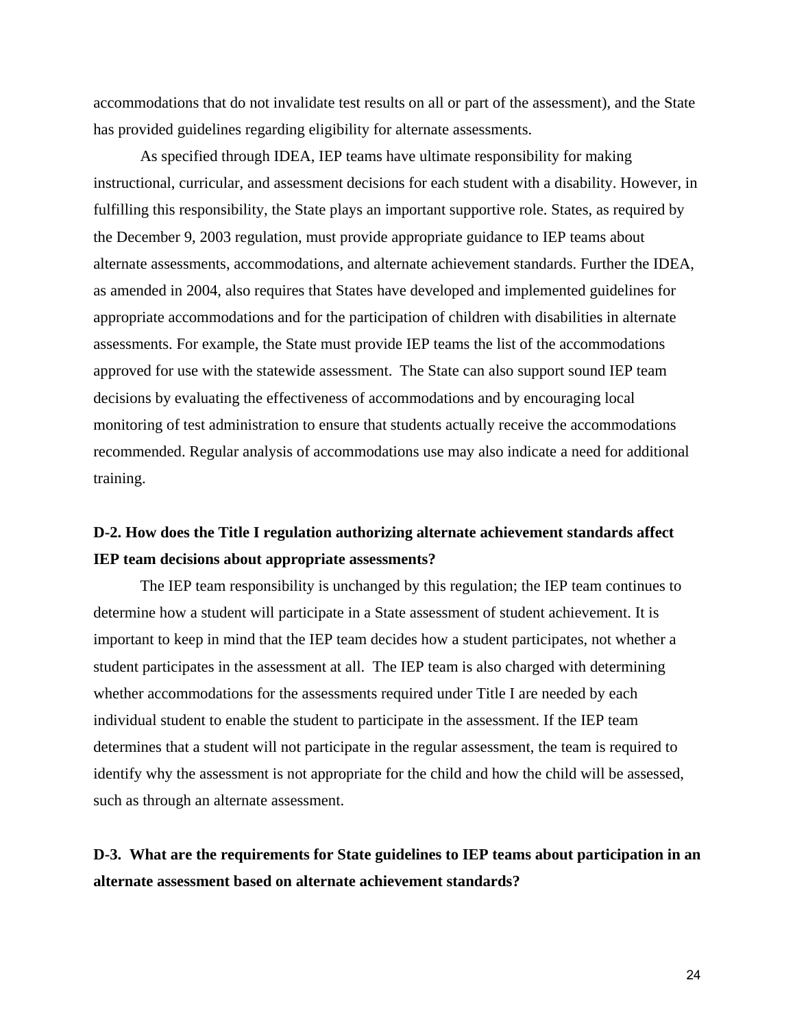accommodations that do not invalidate test results on all or part of the assessment), and the State has provided guidelines regarding eligibility for alternate assessments.

As specified through IDEA, IEP teams have ultimate responsibility for making instructional, curricular, and assessment decisions for each student with a disability. However, in fulfilling this responsibility, the State plays an important supportive role. States, as required by the December 9, 2003 regulation, must provide appropriate guidance to IEP teams about alternate assessments, accommodations, and alternate achievement standards. Further the IDEA, as amended in 2004, also requires that States have developed and implemented guidelines for appropriate accommodations and for the participation of children with disabilities in alternate assessments. For example, the State must provide IEP teams the list of the accommodations approved for use with the statewide assessment. The State can also support sound IEP team decisions by evaluating the effectiveness of accommodations and by encouraging local monitoring of test administration to ensure that students actually receive the accommodations recommended. Regular analysis of accommodations use may also indicate a need for additional training.

**D-2. How does the Title I regulation authorizing alternate achievement standards affect IEP team decisions about appropriate assessments?**

The IEP team responsibility is unchanged by this regulation; the IEP team continues to determine how a student will participate in a State assessment of student achievement. It is important to keep in mind that the IEP team decides how a student participates, not whether a student participates in the assessment at all. The IEP team is also charged with determining whether accommodations for the assessments required under Title I are needed by each individual student to enable the student to participate in the assessment. If the IEP team determines that a student will not participate in the regular assessment, the team is required to identify why the assessment is not appropriate for the child and how the child will be assessed, such as through an alternate assessment.

**D-3. What are the requirements for State guidelines to IEP teams about participation in an alternate assessment based on alternate achievement standards?**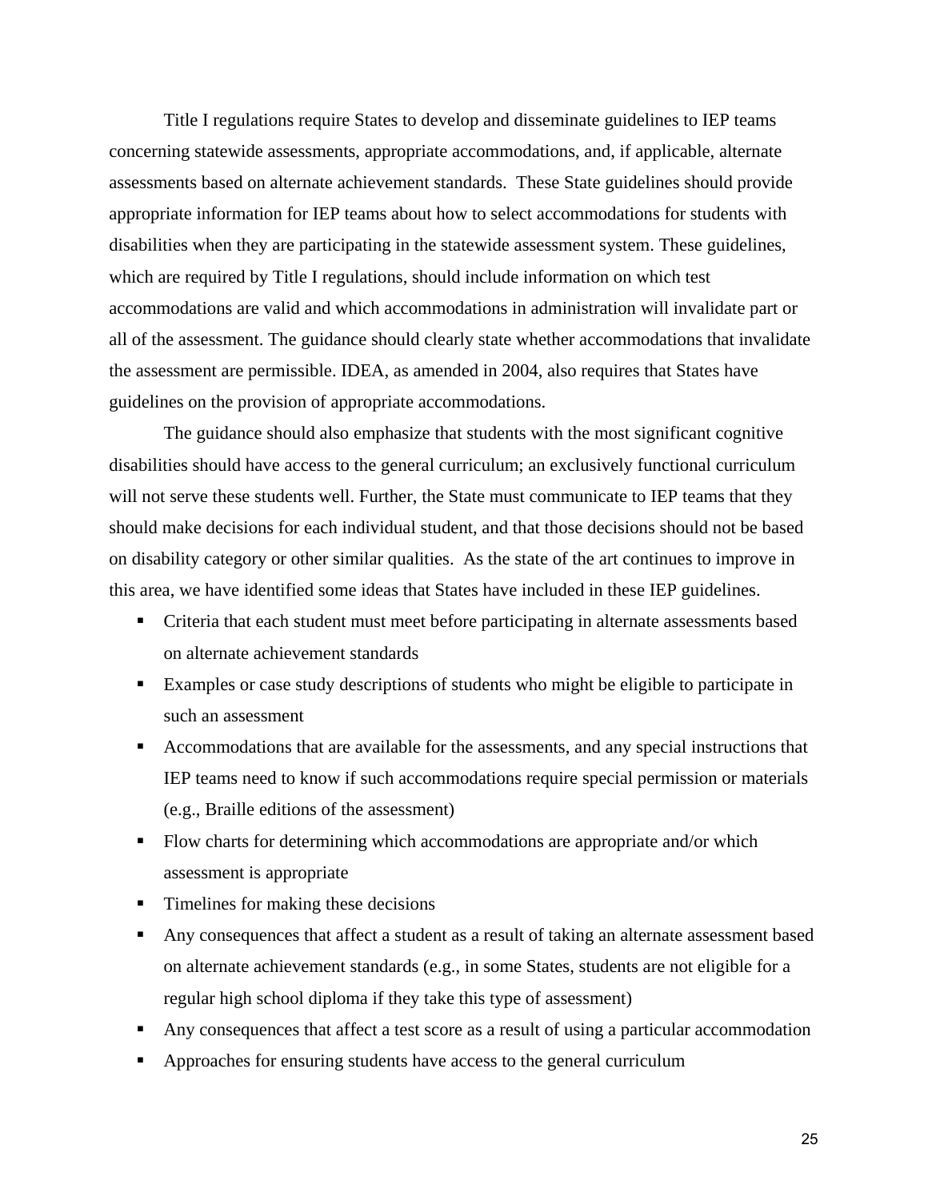Title I regulations require States to develop and disseminate guidelines to IEP teams concerning statewide assessments, appropriate accommodations, and, if applicable, alternate assessments based on alternate achievement standards. These State guidelines should provide appropriate information for IEP teams about how to select accommodations for students with disabilities when they are participating in the statewide assessment system. These guidelines, which are required by Title I regulations, should include information on which test accommodations are valid and which accommodations in administration will invalidate part or all of the assessment. The guidance should clearly state whether accommodations that invalidate the assessment are permissible. IDEA, as amended in 2004, also requires that States have guidelines on the provision of appropriate accommodations.

The guidance should also emphasize that students with the most significant cognitive disabilities should have access to the general curriculum; an exclusively functional curriculum will not serve these students well. Further, the State must communicate to IEP teams that they should make decisions for each individual student, and that those decisions should not be based on disability category or other similar qualities. As the state of the art continues to improve in this area, we have identified some ideas that States have included in these IEP guidelines.

- Criteria that each student must meet before participating in alternate assessments based on alternate achievement standards
- Examples or case study descriptions of students who might be eligible to participate in such an assessment
- Accommodations that are available for the assessments, and any special instructions that IEP teams need to know if such accommodations require special permission or materials (e.g., Braille editions of the assessment)
- Flow charts for determining which accommodations are appropriate and/or which assessment is appropriate
- Timelines for making these decisions
- Any consequences that affect a student as a result of taking an alternate assessment based on alternate achievement standards (e.g., in some States, students are not eligible for a regular high school diploma if they take this type of assessment)
- Any consequences that affect a test score as a result of using a particular accommodation
- Approaches for ensuring students have access to the general curriculum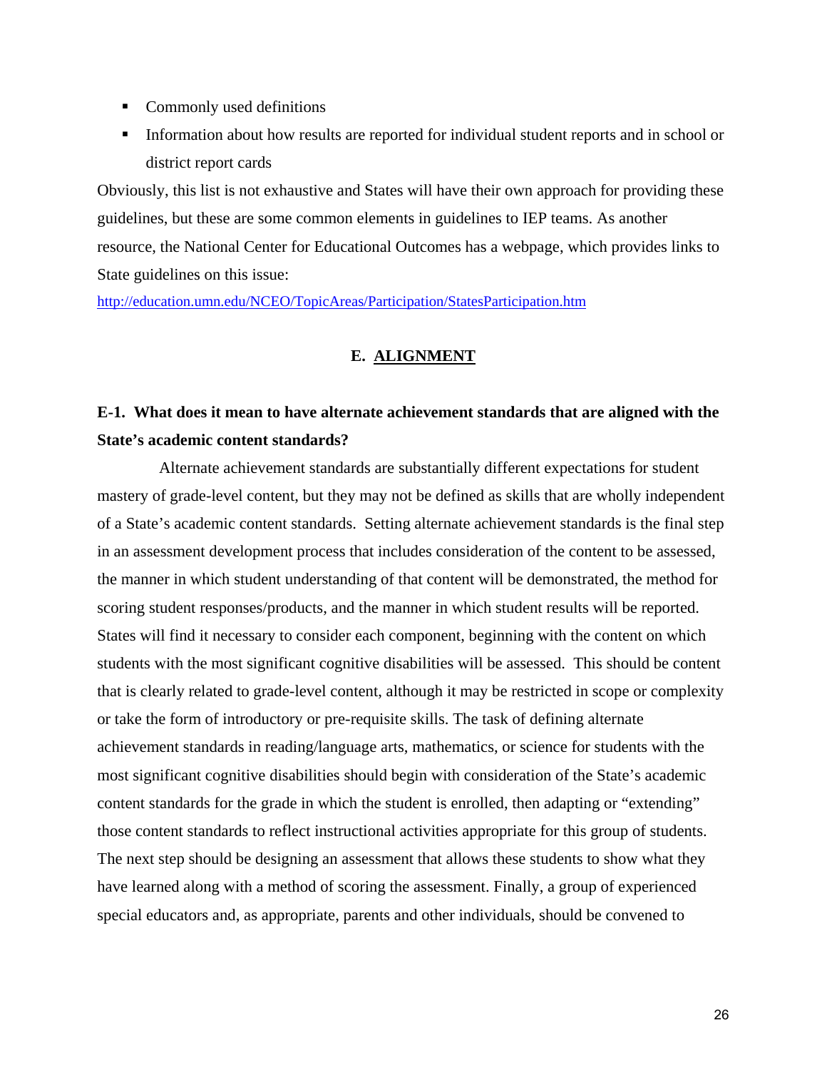- Commonly used definitions
- Information about how results are reported for individual student reports and in school or district report cards

Obviously, this list is not exhaustive and States will have their own approach for providing these guidelines, but these are some common elements in guidelines to IEP teams. As another resource, the National Center for Educational Outcomes has a webpage, which provides links to State guidelines on this issue: http://education.umn.edu/NCEO/TopicAreas/Participation/StatesParticipation.htm

## E. ALIGNMENT

### E-1. What does it mean to have alternate achievement standards that are aligned with the State's academic content standards?

Alternate achievement standards are substantially different expectations for student mastery of grade-level content, but they may not be defined as skills that are wholly independent of a State's academic content standards. Setting alternate achievement standards is the final step in an assessment development process that includes consideration of the content to be assessed, the manner in which student understanding of that content will be demonstrated, the method for scoring student responses/products, and the manner in which student results will be reported. States will find it necessary to consider each component, beginning with the content on which students with the most significant cognitive disabilities will be assessed. This should be content that is clearly related to grade-level content, although it may be restricted in scope or complexity or take the form of introductory or pre-requisite skills. The task of defining alternate achievement standards in reading/language arts, mathematics, or science for students with the most significant cognitive disabilities should begin with consideration of the State's academic content standards for the grade in which the student is enrolled, then adapting or "extending" those content standards to reflect instructional activities appropriate for this group of students. The next step should be designing an assessment that allows these students to show what they have learned along with a method of scoring the assessment. Finally, a group of experienced special educators and, as appropriate, parents and other individuals, should be convened to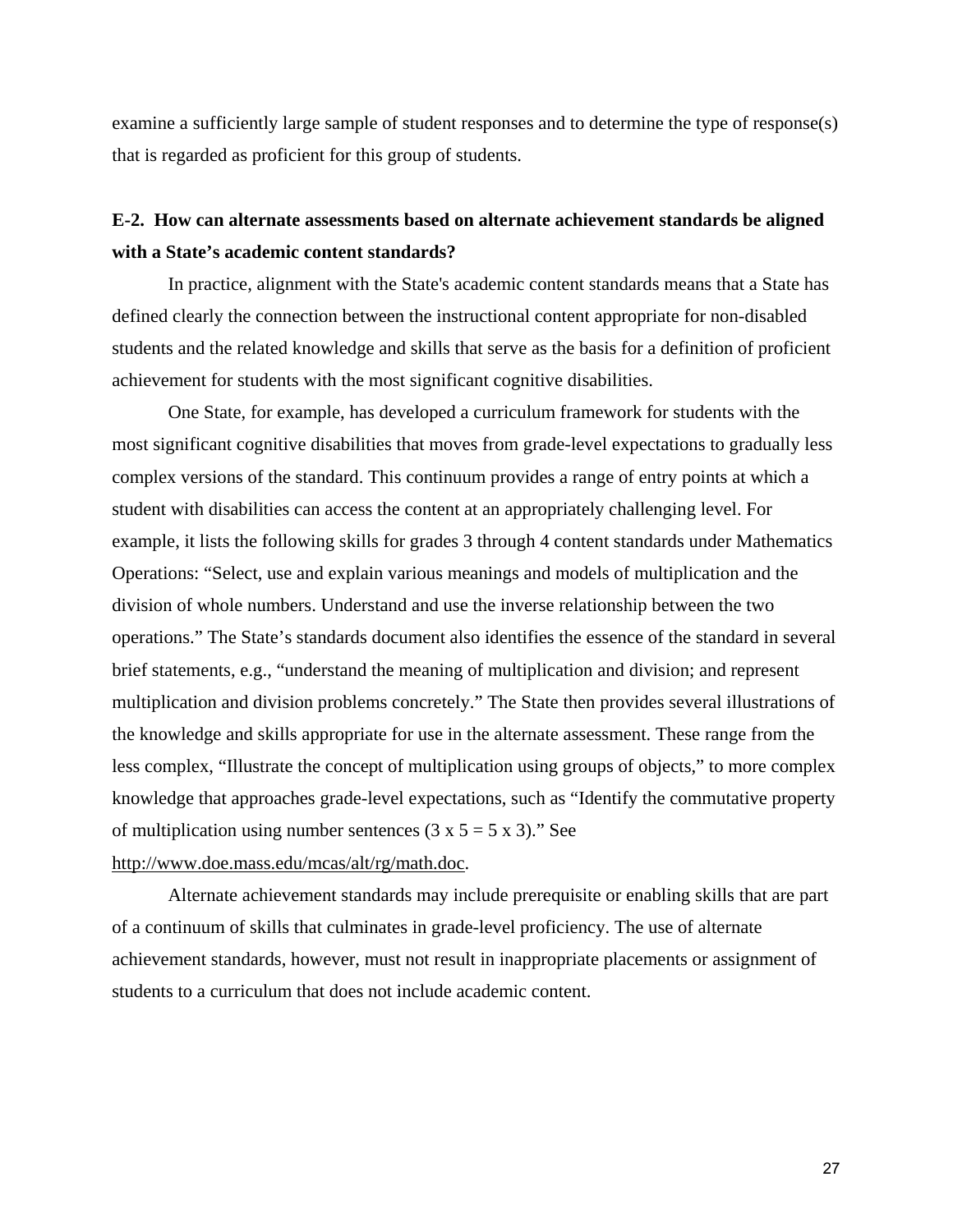examine a sufficiently large sample of student responses and to determine the type of response(s) that is regarded as proficient for this group of students.

**E-2. How can alternate assessments based on alternate achievement standards be aligned with a State's academic content standards?**

In practice, alignment with the State's academic content standards means that a State has defined clearly the connection between the instructional content appropriate for non-disabled students and the related knowledge and skills that serve as the basis for a definition of proficient achievement for students with the most significant cognitive disabilities.

One State, for example, has developed a curriculum framework for students with the most significant cognitive disabilities that moves from grade-level expectations to gradually less complex versions of the standard. This continuum provides a range of entry points at which a student with disabilities can access the content at an appropriately challenging level. For example, it lists the following skills for grades 3 through 4 content standards under Mathematics Operations: "Select, use and explain various meanings and models of multiplication and the division of whole numbers. Understand and use the inverse relationship between the two operations." The State's standards document also identifies the essence of the standard in several brief statements, e.g., "understand the meaning of multiplication and division; and represent multiplication and division problems concretely." The State then provides several illustrations of the knowledge and skills appropriate for use in the alternate assessment. These range from the less complex, "Illustrate the concept of multiplication using groups of objects," to more complex knowledge that approaches grade-level expectations, such as "Identify the commutative property of multiplication using number sentences (3 x 5 = 5 x 3)." See http://www.doe.mass.edu/mcas/alt/rg/math.doc.

Alternate achievement standards may include prerequisite or enabling skills that are part of a continuum of skills that culminates in grade-level proficiency. The use of alternate achievement standards, however, must not result in inappropriate placements or assignment of students to a curriculum that does not include academic content.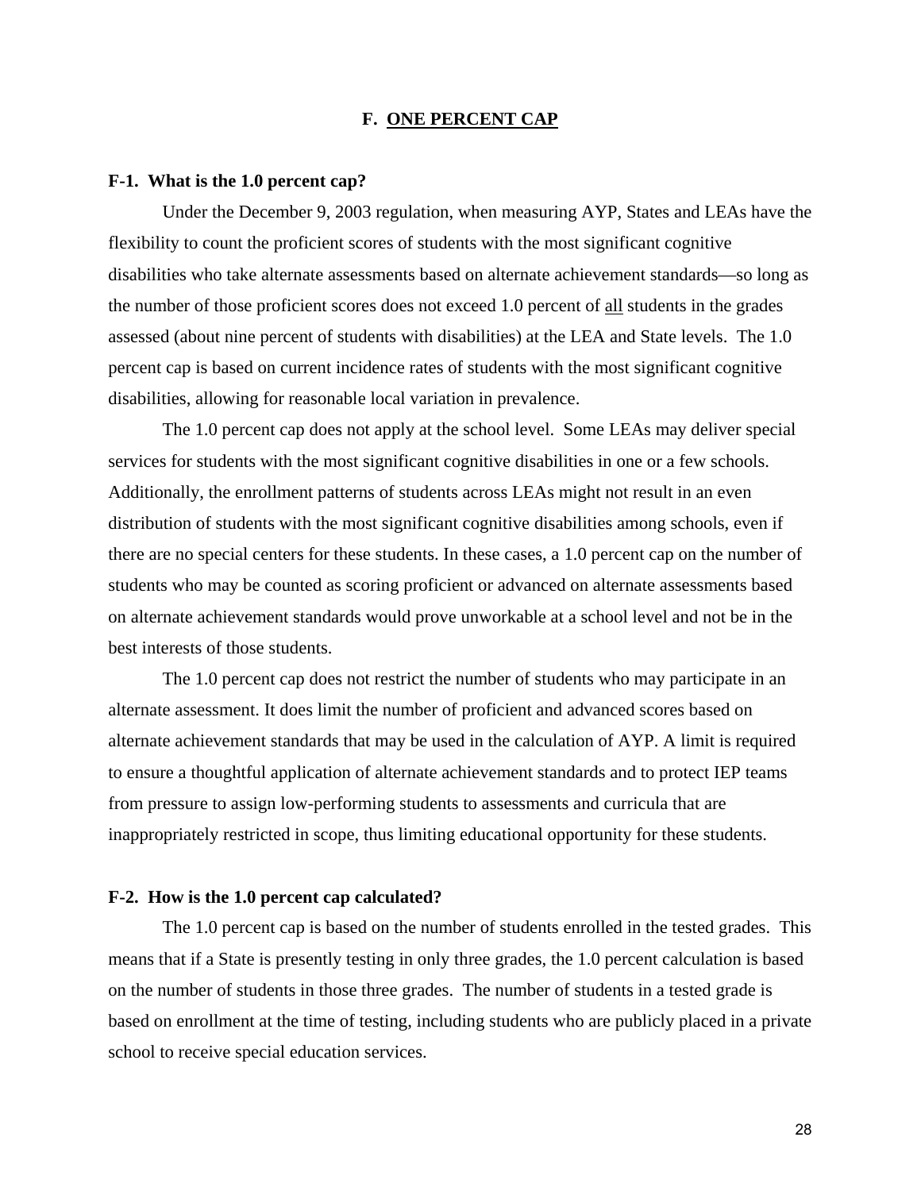## F. ONE PERCENT CAP

### F-1. What is the 1.0 percent cap?

Under the December 9, 2003 regulation, when measuring AYP, States and LEAs have the flexibility to count the proficient scores of students with the most significant cognitive disabilities who take alternate assessments based on alternate achievement standards—so long as the number of those proficient scores does not exceed 1.0 percent of <u>all</u> students in the grades assessed (about nine percent of students with disabilities) at the LEA and State levels. The 1.0 percent cap is based on current incidence rates of students with the most significant cognitive disabilities, allowing for reasonable local variation in prevalence.

The 1.0 percent cap does not apply at the school level. Some LEAs may deliver special services for students with the most significant cognitive disabilities in one or a few schools. Additionally, the enrollment patterns of students across LEAs might not result in an even distribution of students with the most significant cognitive disabilities among schools, even if there are no special centers for these students. In these cases, a 1.0 percent cap on the number of students who may be counted as scoring proficient or advanced on alternate assessments based on alternate achievement standards would prove unworkable at a school level and not be in the best interests of those students.

The 1.0 percent cap does not restrict the number of students who may participate in an alternate assessment. It does limit the number of proficient and advanced scores based on alternate achievement standards that may be used in the calculation of AYP. A limit is required to ensure a thoughtful application of alternate achievement standards and to protect IEP teams from pressure to assign low-performing students to assessments and curricula that are inappropriately restricted in scope, thus limiting educational opportunity for these students.

### F-2. How is the 1.0 percent cap calculated?

The 1.0 percent cap is based on the number of students enrolled in the tested grades. This means that if a State is presently testing in only three grades, the 1.0 percent calculation is based on the number of students in those three grades. The number of students in a tested grade is based on enrollment at the time of testing, including students who are publicly placed in a private school to receive special education services.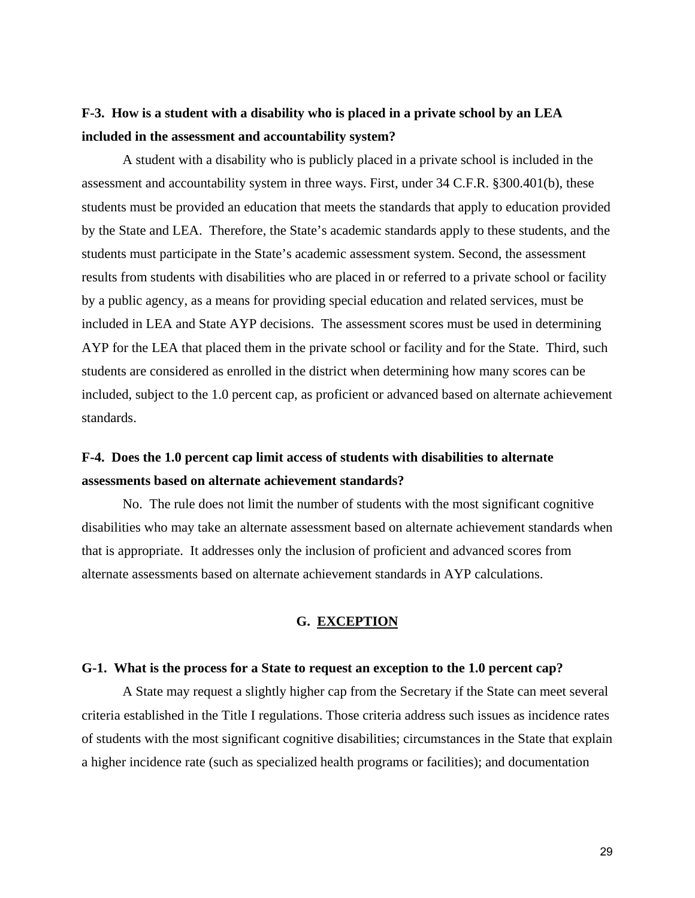**F-3. How is a student with a disability who is placed in a private school by an LEA included in the assessment and accountability system?**

A student with a disability who is publicly placed in a private school is included in the assessment and accountability system in three ways. First, under 34 C.F.R. §300.401(b), these students must be provided an education that meets the standards that apply to education provided by the State and LEA. Therefore, the State's academic standards apply to these students, and the students must participate in the State's academic assessment system. Second, the assessment results from students with disabilities who are placed in or referred to a private school or facility by a public agency, as a means for providing special education and related services, must be included in LEA and State AYP decisions. The assessment scores must be used in determining AYP for the LEA that placed them in the private school or facility and for the State. Third, such students are considered as enrolled in the district when determining how many scores can be included, subject to the 1.0 percent cap, as proficient or advanced based on alternate achievement standards.

**F-4. Does the 1.0 percent cap limit access of students with disabilities to alternate assessments based on alternate achievement standards?**

No. The rule does not limit the number of students with the most significant cognitive disabilities who may take an alternate assessment based on alternate achievement standards when that is appropriate. It addresses only the inclusion of proficient and advanced scores from alternate assessments based on alternate achievement standards in AYP calculations.

## G. EXCEPTION

**G-1. What is the process for a State to request an exception to the 1.0 percent cap?**

A State may request a slightly higher cap from the Secretary if the State can meet several criteria established in the Title I regulations. Those criteria address such issues as incidence rates of students with the most significant cognitive disabilities; circumstances in the State that explain a higher incidence rate (such as specialized health programs or facilities); and documentation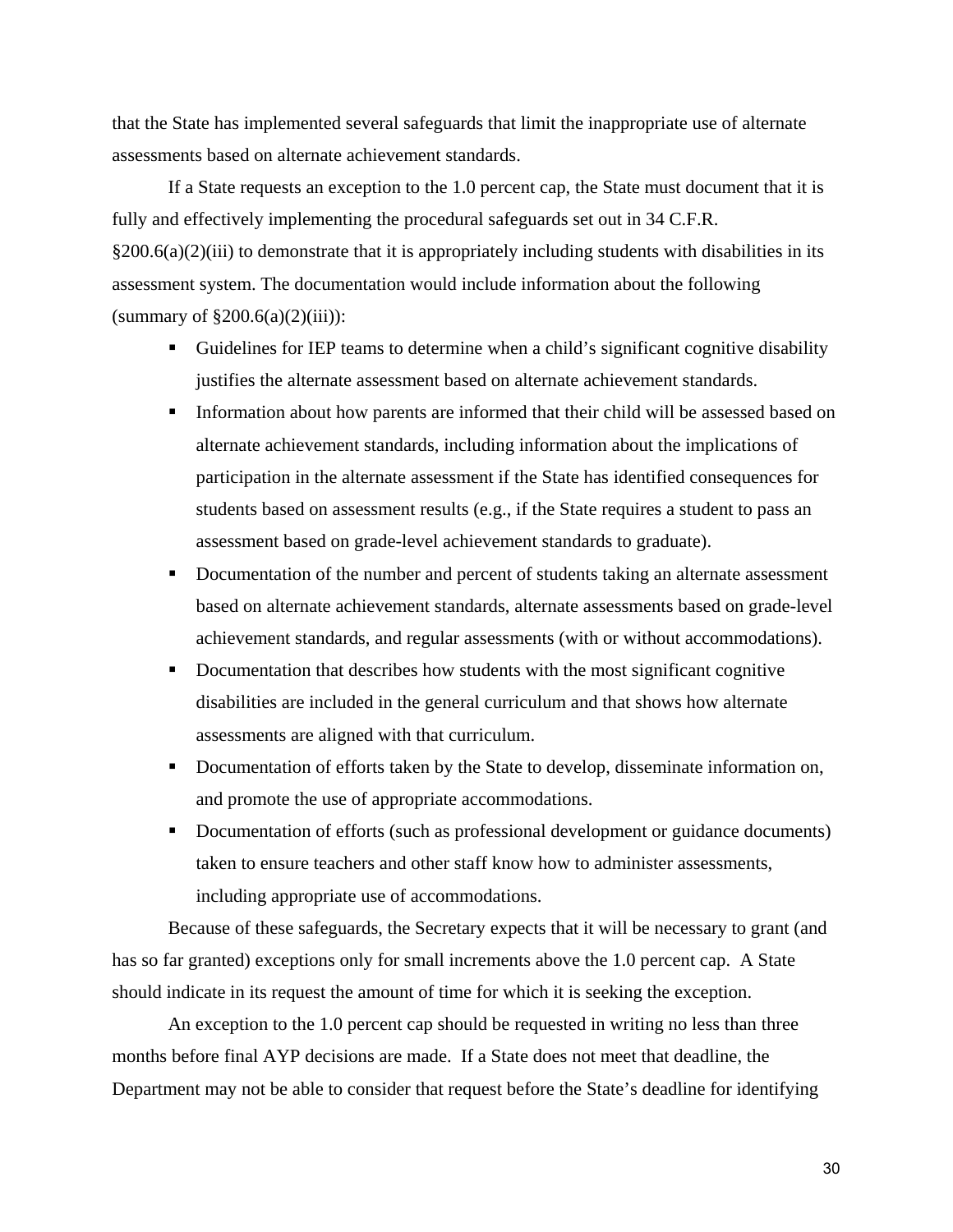that the State has implemented several safeguards that limit the inappropriate use of alternate assessments based on alternate achievement standards.

If a State requests an exception to the 1.0 percent cap, the State must document that it is fully and effectively implementing the procedural safeguards set out in 34 C.F.R. §200.6(a)(2)(iii) to demonstrate that it is appropriately including students with disabilities in its assessment system. The documentation would include information about the following (summary of §200.6(a)(2)(iii)):

- Guidelines for IEP teams to determine when a child's significant cognitive disability justifies the alternate assessment based on alternate achievement standards.
- Information about how parents are informed that their child will be assessed based on alternate achievement standards, including information about the implications of participation in the alternate assessment if the State has identified consequences for students based on assessment results (e.g., if the State requires a student to pass an assessment based on grade-level achievement standards to graduate).
- Documentation of the number and percent of students taking an alternate assessment based on alternate achievement standards, alternate assessments based on grade-level achievement standards, and regular assessments (with or without accommodations).
- Documentation that describes how students with the most significant cognitive disabilities are included in the general curriculum and that shows how alternate assessments are aligned with that curriculum.
- Documentation of efforts taken by the State to develop, disseminate information on, and promote the use of appropriate accommodations.
- Documentation of efforts (such as professional development or guidance documents) taken to ensure teachers and other staff know how to administer assessments, including appropriate use of accommodations.

Because of these safeguards, the Secretary expects that it will be necessary to grant (and has so far granted) exceptions only for small increments above the 1.0 percent cap. A State should indicate in its request the amount of time for which it is seeking the exception.

An exception to the 1.0 percent cap should be requested in writing no less than three months before final AYP decisions are made. If a State does not meet that deadline, the Department may not be able to consider that request before the State's deadline for identifying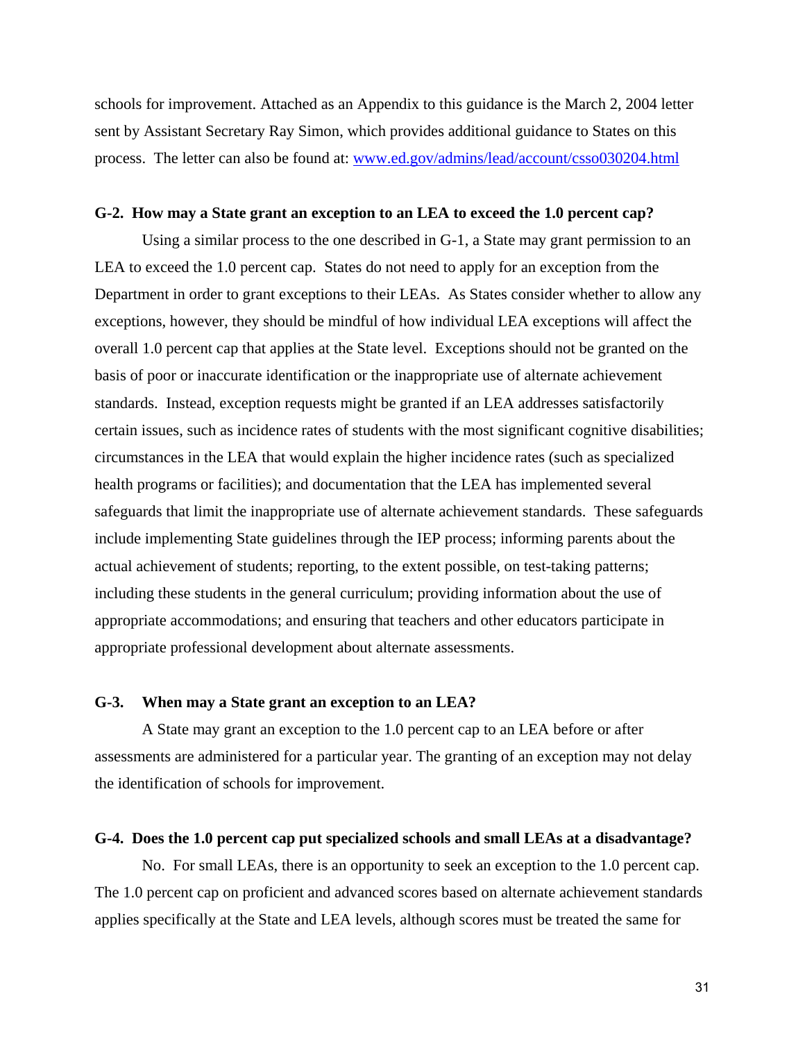schools for improvement. Attached as an Appendix to this guidance is the March 2, 2004 letter sent by Assistant Secretary Ray Simon, which provides additional guidance to States on this process. The letter can also be found at: [www.ed.gov/admins/lead/account/csso030204.html](www.ed.gov/admins/lead/account/csso030204.html)

**G-2. How may a State grant an exception to an LEA to exceed the 1.0 percent cap?**

Using a similar process to the one described in G-1, a State may grant permission to an LEA to exceed the 1.0 percent cap. States do not need to apply for an exception from the Department in order to grant exceptions to their LEAs. As States consider whether to allow any exceptions, however, they should be mindful of how individual LEA exceptions will affect the overall 1.0 percent cap that applies at the State level. Exceptions should not be granted on the basis of poor or inaccurate identification or the inappropriate use of alternate achievement standards. Instead, exception requests might be granted if an LEA addresses satisfactorily certain issues, such as incidence rates of students with the most significant cognitive disabilities; circumstances in the LEA that would explain the higher incidence rates (such as specialized health programs or facilities); and documentation that the LEA has implemented several safeguards that limit the inappropriate use of alternate achievement standards. These safeguards include implementing State guidelines through the IEP process; informing parents about the actual achievement of students; reporting, to the extent possible, on test-taking patterns; including these students in the general curriculum; providing information about the use of appropriate accommodations; and ensuring that teachers and other educators participate in appropriate professional development about alternate assessments.

**G-3. When may a State grant an exception to an LEA?**

A State may grant an exception to the 1.0 percent cap to an LEA before or after assessments are administered for a particular year. The granting of an exception may not delay the identification of schools for improvement.

**G-4. Does the 1.0 percent cap put specialized schools and small LEAs at a disadvantage?**

No. For small LEAs, there is an opportunity to seek an exception to the 1.0 percent cap. The 1.0 percent cap on proficient and advanced scores based on alternate achievement standards applies specifically at the State and LEA levels, although scores must be treated the same for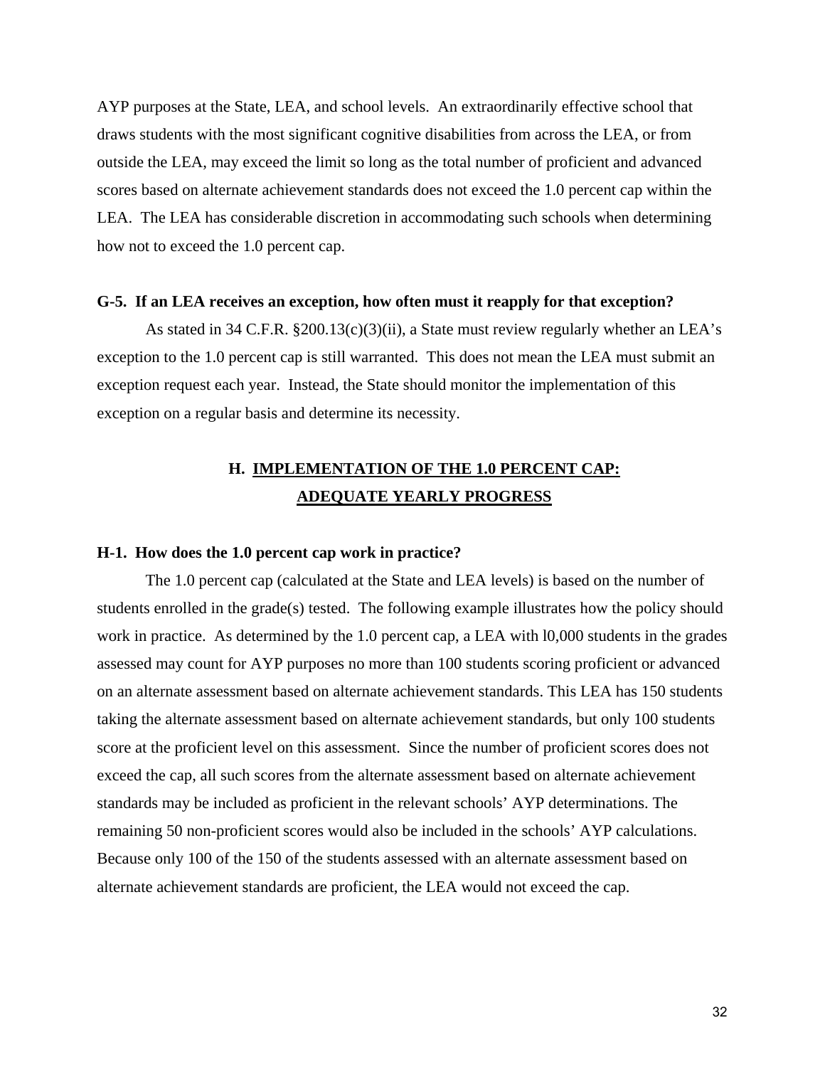AYP purposes at the State, LEA, and school levels. An extraordinarily effective school that draws students with the most significant cognitive disabilities from across the LEA, or from outside the LEA, may exceed the limit so long as the total number of proficient and advanced scores based on alternate achievement standards does not exceed the 1.0 percent cap within the LEA. The LEA has considerable discretion in accommodating such schools when determining how not to exceed the 1.0 percent cap.

**G-5. If an LEA receives an exception, how often must it reapply for that exception?**

As stated in 34 C.F.R. §200.13(c)(3)(ii), a State must review regularly whether an LEA's exception to the 1.0 percent cap is still warranted. This does not mean the LEA must submit an exception request each year. Instead, the State should monitor the implementation of this exception on a regular basis and determine its necessity.

## H. IMPLEMENTATION OF THE 1.0 PERCENT CAP: ADEQUATE YEARLY PROGRESS

**H-1. How does the 1.0 percent cap work in practice?**

The 1.0 percent cap (calculated at the State and LEA levels) is based on the number of students enrolled in the grade(s) tested. The following example illustrates how the policy should work in practice. As determined by the 1.0 percent cap, a LEA with l0,000 students in the grades assessed may count for AYP purposes no more than 100 students scoring proficient or advanced on an alternate assessment based on alternate achievement standards. This LEA has 150 students taking the alternate assessment based on alternate achievement standards, but only 100 students score at the proficient level on this assessment. Since the number of proficient scores does not exceed the cap, all such scores from the alternate assessment based on alternate achievement standards may be included as proficient in the relevant schools' AYP determinations. The remaining 50 non-proficient scores would also be included in the schools' AYP calculations. Because only 100 of the 150 of the students assessed with an alternate assessment based on alternate achievement standards are proficient, the LEA would not exceed the cap.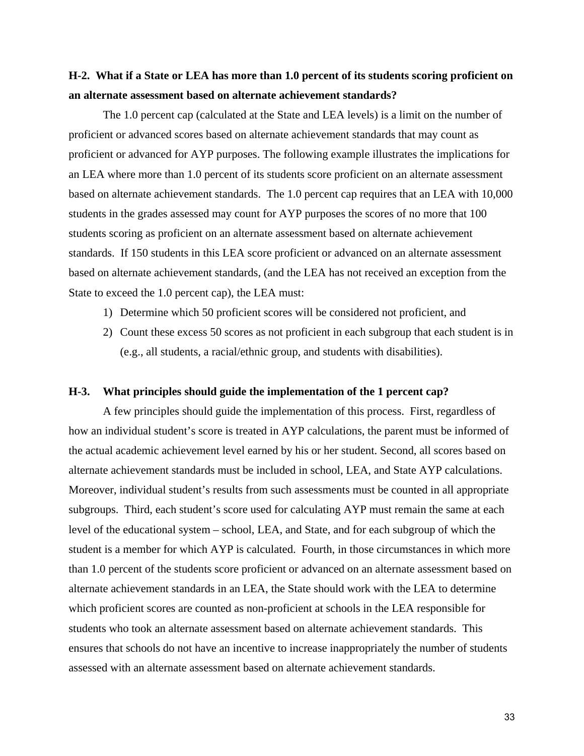**H-2. What if a State or LEA has more than 1.0 percent of its students scoring proficient on an alternate assessment based on alternate achievement standards?**

The 1.0 percent cap (calculated at the State and LEA levels) is a limit on the number of proficient or advanced scores based on alternate achievement standards that may count as proficient or advanced for AYP purposes. The following example illustrates the implications for an LEA where more than 1.0 percent of its students score proficient on an alternate assessment based on alternate achievement standards. The 1.0 percent cap requires that an LEA with 10,000 students in the grades assessed may count for AYP purposes the scores of no more that 100 students scoring as proficient on an alternate assessment based on alternate achievement standards. If 150 students in this LEA score proficient or advanced on an alternate assessment based on alternate achievement standards, (and the LEA has not received an exception from the State to exceed the 1.0 percent cap), the LEA must:

1) Determine which 50 proficient scores will be considered not proficient, and
2) Count these excess 50 scores as not proficient in each subgroup that each student is in (e.g., all students, a racial/ethnic group, and students with disabilities).

**H-3. What principles should guide the implementation of the 1 percent cap?**

A few principles should guide the implementation of this process. First, regardless of how an individual student's score is treated in AYP calculations, the parent must be informed of the actual academic achievement level earned by his or her student. Second, all scores based on alternate achievement standards must be included in school, LEA, and State AYP calculations. Moreover, individual student's results from such assessments must be counted in all appropriate subgroups. Third, each student's score used for calculating AYP must remain the same at each level of the educational system – school, LEA, and State, and for each subgroup of which the student is a member for which AYP is calculated. Fourth, in those circumstances in which more than 1.0 percent of the students score proficient or advanced on an alternate assessment based on alternate achievement standards in an LEA, the State should work with the LEA to determine which proficient scores are counted as non-proficient at schools in the LEA responsible for students who took an alternate assessment based on alternate achievement standards. This ensures that schools do not have an incentive to increase inappropriately the number of students assessed with an alternate assessment based on alternate achievement standards.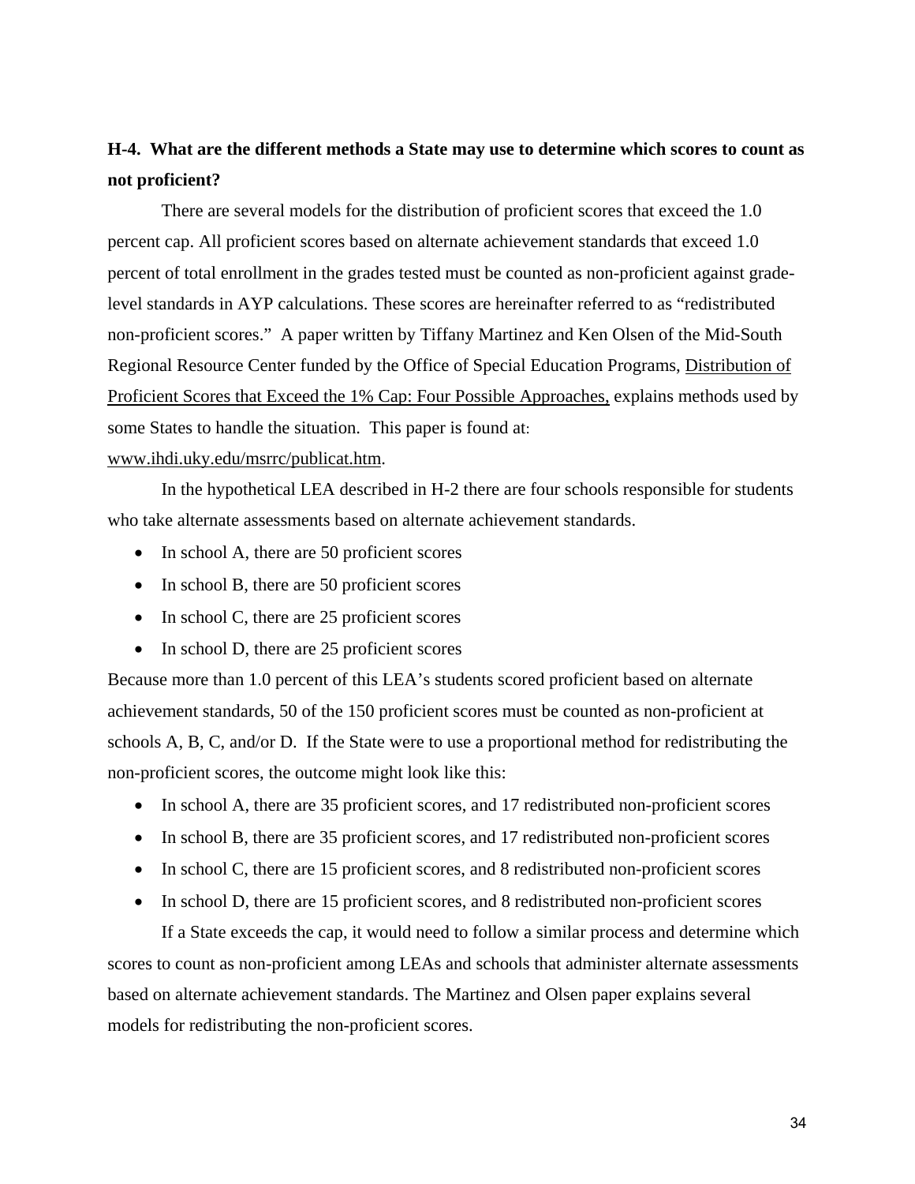**H-4. What are the different methods a State may use to determine which scores to count as not proficient?**

There are several models for the distribution of proficient scores that exceed the 1.0 percent cap. All proficient scores based on alternate achievement standards that exceed 1.0 percent of total enrollment in the grades tested must be counted as non-proficient against grade-level standards in AYP calculations. These scores are hereinafter referred to as "redistributed non-proficient scores." A paper written by Tiffany Martinez and Ken Olsen of the Mid-South Regional Resource Center funded by the Office of Special Education Programs, Distribution of Proficient Scores that Exceed the 1% Cap: Four Possible Approaches, explains methods used by some States to handle the situation. This paper is found at: www.ihdi.uky.edu/msrrc/publicat.htm.

In the hypothetical LEA described in H-2 there are four schools responsible for students who take alternate assessments based on alternate achievement standards.

- In school A, there are 50 proficient scores
- In school B, there are 50 proficient scores
- In school C, there are 25 proficient scores
- In school D, there are 25 proficient scores

Because more than 1.0 percent of this LEA's students scored proficient based on alternate achievement standards, 50 of the 150 proficient scores must be counted as non-proficient at schools A, B, C, and/or D. If the State were to use a proportional method for redistributing the non-proficient scores, the outcome might look like this:

- In school A, there are 35 proficient scores, and 17 redistributed non-proficient scores
- In school B, there are 35 proficient scores, and 17 redistributed non-proficient scores
- In school C, there are 15 proficient scores, and 8 redistributed non-proficient scores
- In school D, there are 15 proficient scores, and 8 redistributed non-proficient scores

If a State exceeds the cap, it would need to follow a similar process and determine which scores to count as non-proficient among LEAs and schools that administer alternate assessments based on alternate achievement standards. The Martinez and Olsen paper explains several models for redistributing the non-proficient scores.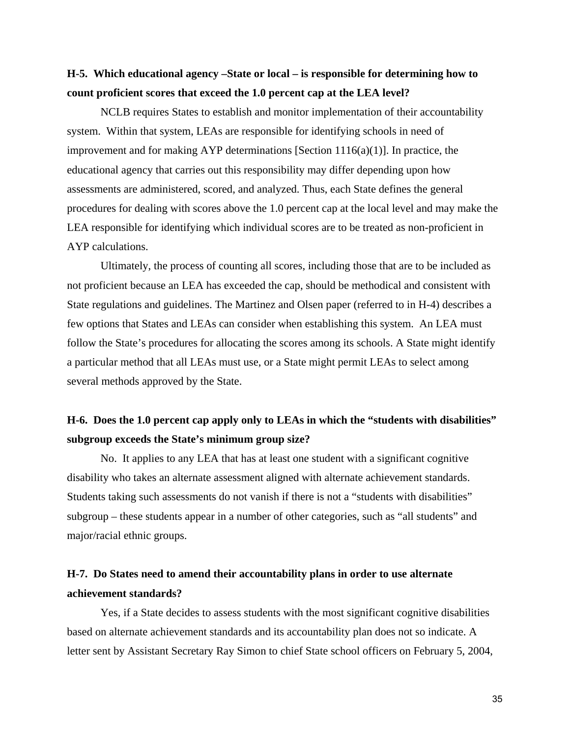**H-5. Which educational agency –State or local – is responsible for determining how to count proficient scores that exceed the 1.0 percent cap at the LEA level?**

NCLB requires States to establish and monitor implementation of their accountability system. Within that system, LEAs are responsible for identifying schools in need of improvement and for making AYP determinations [Section 1116(a)(1)]. In practice, the educational agency that carries out this responsibility may differ depending upon how assessments are administered, scored, and analyzed. Thus, each State defines the general procedures for dealing with scores above the 1.0 percent cap at the local level and may make the LEA responsible for identifying which individual scores are to be treated as non-proficient in AYP calculations.

Ultimately, the process of counting all scores, including those that are to be included as not proficient because an LEA has exceeded the cap, should be methodical and consistent with State regulations and guidelines. The Martinez and Olsen paper (referred to in H-4) describes a few options that States and LEAs can consider when establishing this system. An LEA must follow the State's procedures for allocating the scores among its schools. A State might identify a particular method that all LEAs must use, or a State might permit LEAs to select among several methods approved by the State.

**H-6. Does the 1.0 percent cap apply only to LEAs in which the "students with disabilities" subgroup exceeds the State's minimum group size?**

No. It applies to any LEA that has at least one student with a significant cognitive disability who takes an alternate assessment aligned with alternate achievement standards. Students taking such assessments do not vanish if there is not a "students with disabilities" subgroup – these students appear in a number of other categories, such as "all students" and major/racial ethnic groups.

**H-7. Do States need to amend their accountability plans in order to use alternate achievement standards?**

Yes, if a State decides to assess students with the most significant cognitive disabilities based on alternate achievement standards and its accountability plan does not so indicate. A letter sent by Assistant Secretary Ray Simon to chief State school officers on February 5, 2004,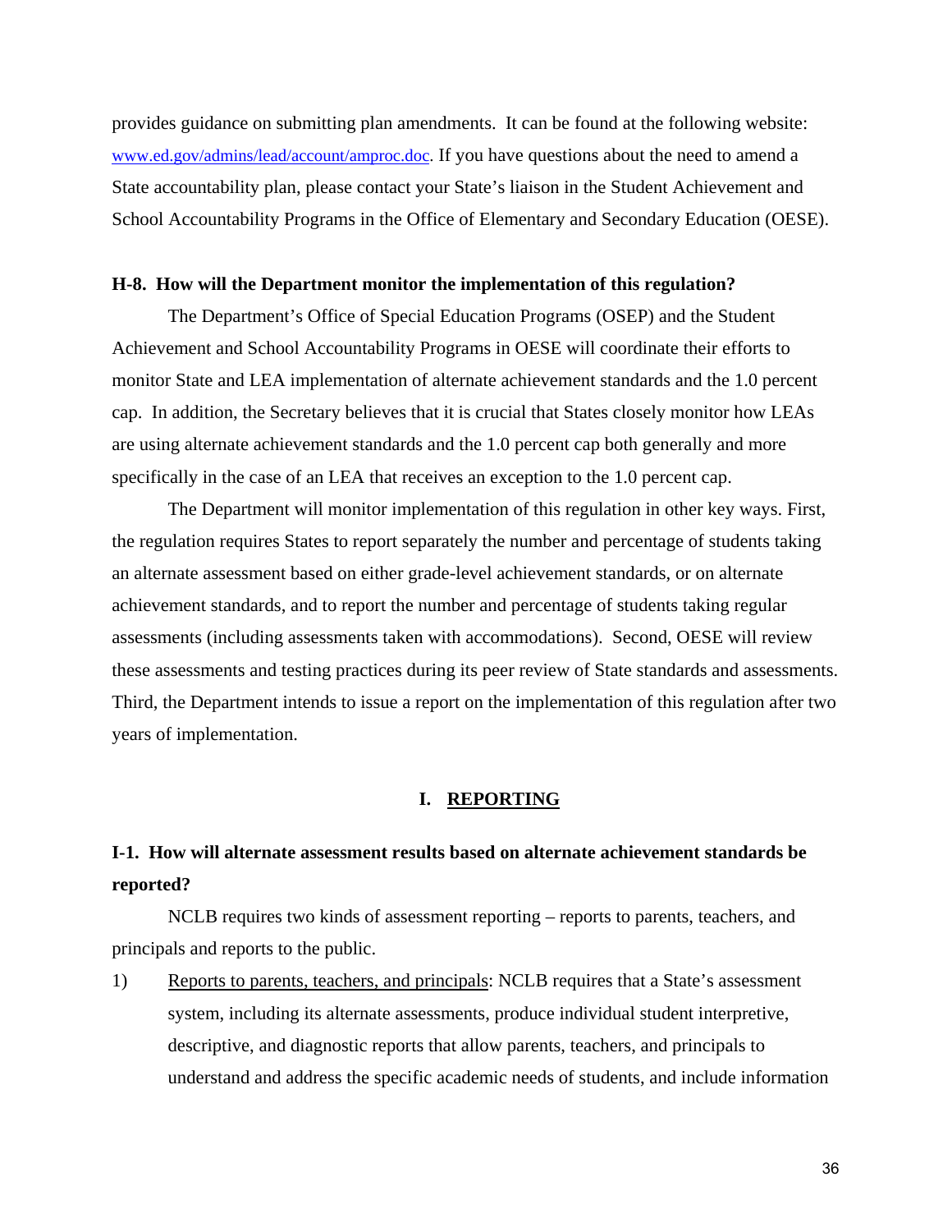provides guidance on submitting plan amendments. It can be found at the following website: [www.ed.gov/admins/lead/account/amproc.doc](www.ed.gov/admins/lead/account/amproc.doc). If you have questions about the need to amend a State accountability plan, please contact your State's liaison in the Student Achievement and School Accountability Programs in the Office of Elementary and Secondary Education (OESE).

**H-8. How will the Department monitor the implementation of this regulation?**

The Department's Office of Special Education Programs (OSEP) and the Student Achievement and School Accountability Programs in OESE will coordinate their efforts to monitor State and LEA implementation of alternate achievement standards and the 1.0 percent cap. In addition, the Secretary believes that it is crucial that States closely monitor how LEAs are using alternate achievement standards and the 1.0 percent cap both generally and more specifically in the case of an LEA that receives an exception to the 1.0 percent cap.

The Department will monitor implementation of this regulation in other key ways. First, the regulation requires States to report separately the number and percentage of students taking an alternate assessment based on either grade-level achievement standards, or on alternate achievement standards, and to report the number and percentage of students taking regular assessments (including assessments taken with accommodations). Second, OESE will review these assessments and testing practices during its peer review of State standards and assessments. Third, the Department intends to issue a report on the implementation of this regulation after two years of implementation.

## I. REPORTING

**I-1. How will alternate assessment results based on alternate achievement standards be reported?**

NCLB requires two kinds of assessment reporting – reports to parents, teachers, and principals and reports to the public.

1) Reports to parents, teachers, and principals: NCLB requires that a State's assessment system, including its alternate assessments, produce individual student interpretive, descriptive, and diagnostic reports that allow parents, teachers, and principals to understand and address the specific academic needs of students, and include information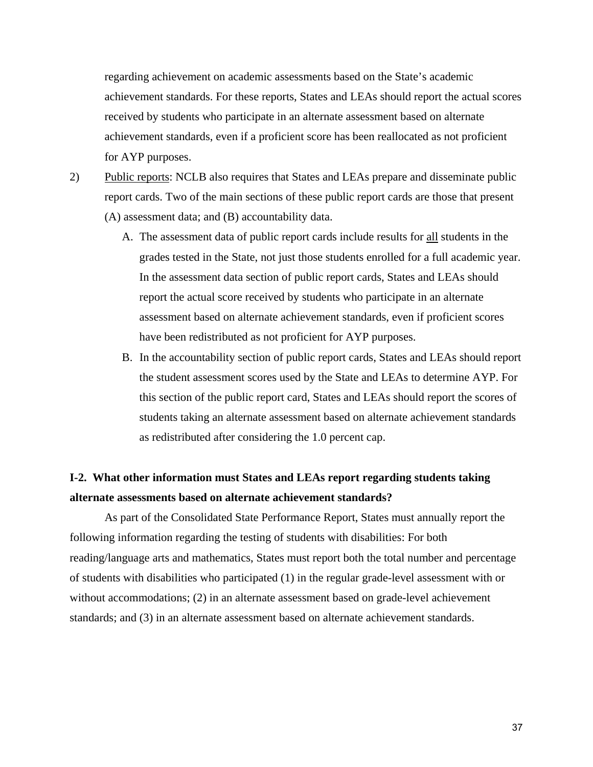regarding achievement on academic assessments based on the State's academic achievement standards. For these reports, States and LEAs should report the actual scores received by students who participate in an alternate assessment based on alternate achievement standards, even if a proficient score has been reallocated as not proficient for AYP purposes.

2) Public reports: NCLB also requires that States and LEAs prepare and disseminate public report cards. Two of the main sections of these public report cards are those that present (A) assessment data; and (B) accountability data.

   A. The assessment data of public report cards include results for all students in the grades tested in the State, not just those students enrolled for a full academic year. In the assessment data section of public report cards, States and LEAs should report the actual score received by students who participate in an alternate assessment based on alternate achievement standards, even if proficient scores have been redistributed as not proficient for AYP purposes.

   B. In the accountability section of public report cards, States and LEAs should report the student assessment scores used by the State and LEAs to determine AYP. For this section of the public report card, States and LEAs should report the scores of students taking an alternate assessment based on alternate achievement standards as redistributed after considering the 1.0 percent cap.

**I-2. What other information must States and LEAs report regarding students taking alternate assessments based on alternate achievement standards?**

As part of the Consolidated State Performance Report, States must annually report the following information regarding the testing of students with disabilities: For both reading/language arts and mathematics, States must report both the total number and percentage of students with disabilities who participated (1) in the regular grade-level assessment with or without accommodations; (2) in an alternate assessment based on grade-level achievement standards; and (3) in an alternate assessment based on alternate achievement standards.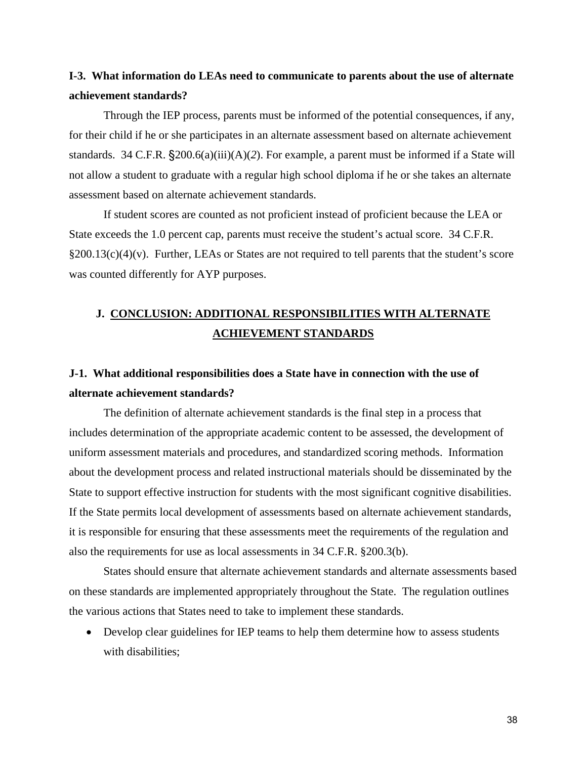**I-3. What information do LEAs need to communicate to parents about the use of alternate achievement standards?**

Through the IEP process, parents must be informed of the potential consequences, if any, for their child if he or she participates in an alternate assessment based on alternate achievement standards. 34 C.F.R. §200.6(a)(iii)(A)(*2*). For example, a parent must be informed if a State will not allow a student to graduate with a regular high school diploma if he or she takes an alternate assessment based on alternate achievement standards.

If student scores are counted as not proficient instead of proficient because the LEA or State exceeds the 1.0 percent cap, parents must receive the student's actual score. 34 C.F.R. §200.13(c)(4)(v). Further, LEAs or States are not required to tell parents that the student's score was counted differently for AYP purposes.

## J. CONCLUSION: ADDITIONAL RESPONSIBILITIES WITH ALTERNATE ACHIEVEMENT STANDARDS

**J-1. What additional responsibilities does a State have in connection with the use of alternate achievement standards?**

The definition of alternate achievement standards is the final step in a process that includes determination of the appropriate academic content to be assessed, the development of uniform assessment materials and procedures, and standardized scoring methods. Information about the development process and related instructional materials should be disseminated by the State to support effective instruction for students with the most significant cognitive disabilities. If the State permits local development of assessments based on alternate achievement standards, it is responsible for ensuring that these assessments meet the requirements of the regulation and also the requirements for use as local assessments in 34 C.F.R. §200.3(b).

States should ensure that alternate achievement standards and alternate assessments based on these standards are implemented appropriately throughout the State. The regulation outlines the various actions that States need to take to implement these standards.

- Develop clear guidelines for IEP teams to help them determine how to assess students with disabilities;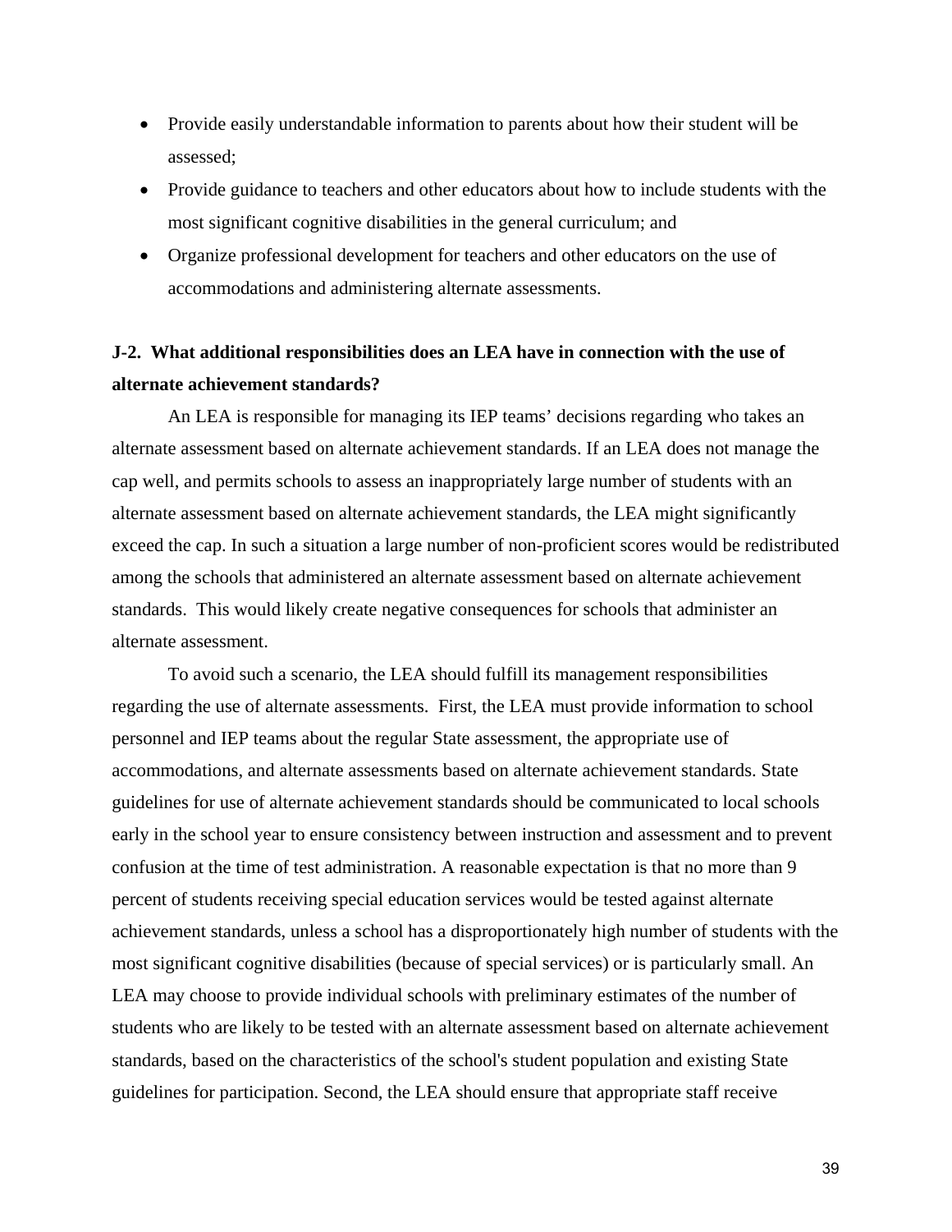- Provide easily understandable information to parents about how their student will be assessed;
- Provide guidance to teachers and other educators about how to include students with the most significant cognitive disabilities in the general curriculum; and
- Organize professional development for teachers and other educators on the use of accommodations and administering alternate assessments.

**J-2. What additional responsibilities does an LEA have in connection with the use of alternate achievement standards?**

An LEA is responsible for managing its IEP teams' decisions regarding who takes an alternate assessment based on alternate achievement standards. If an LEA does not manage the cap well, and permits schools to assess an inappropriately large number of students with an alternate assessment based on alternate achievement standards, the LEA might significantly exceed the cap. In such a situation a large number of non-proficient scores would be redistributed among the schools that administered an alternate assessment based on alternate achievement standards. This would likely create negative consequences for schools that administer an alternate assessment.

To avoid such a scenario, the LEA should fulfill its management responsibilities regarding the use of alternate assessments. First, the LEA must provide information to school personnel and IEP teams about the regular State assessment, the appropriate use of accommodations, and alternate assessments based on alternate achievement standards. State guidelines for use of alternate achievement standards should be communicated to local schools early in the school year to ensure consistency between instruction and assessment and to prevent confusion at the time of test administration. A reasonable expectation is that no more than 9 percent of students receiving special education services would be tested against alternate achievement standards, unless a school has a disproportionately high number of students with the most significant cognitive disabilities (because of special services) or is particularly small. An LEA may choose to provide individual schools with preliminary estimates of the number of students who are likely to be tested with an alternate assessment based on alternate achievement standards, based on the characteristics of the school's student population and existing State guidelines for participation. Second, the LEA should ensure that appropriate staff receive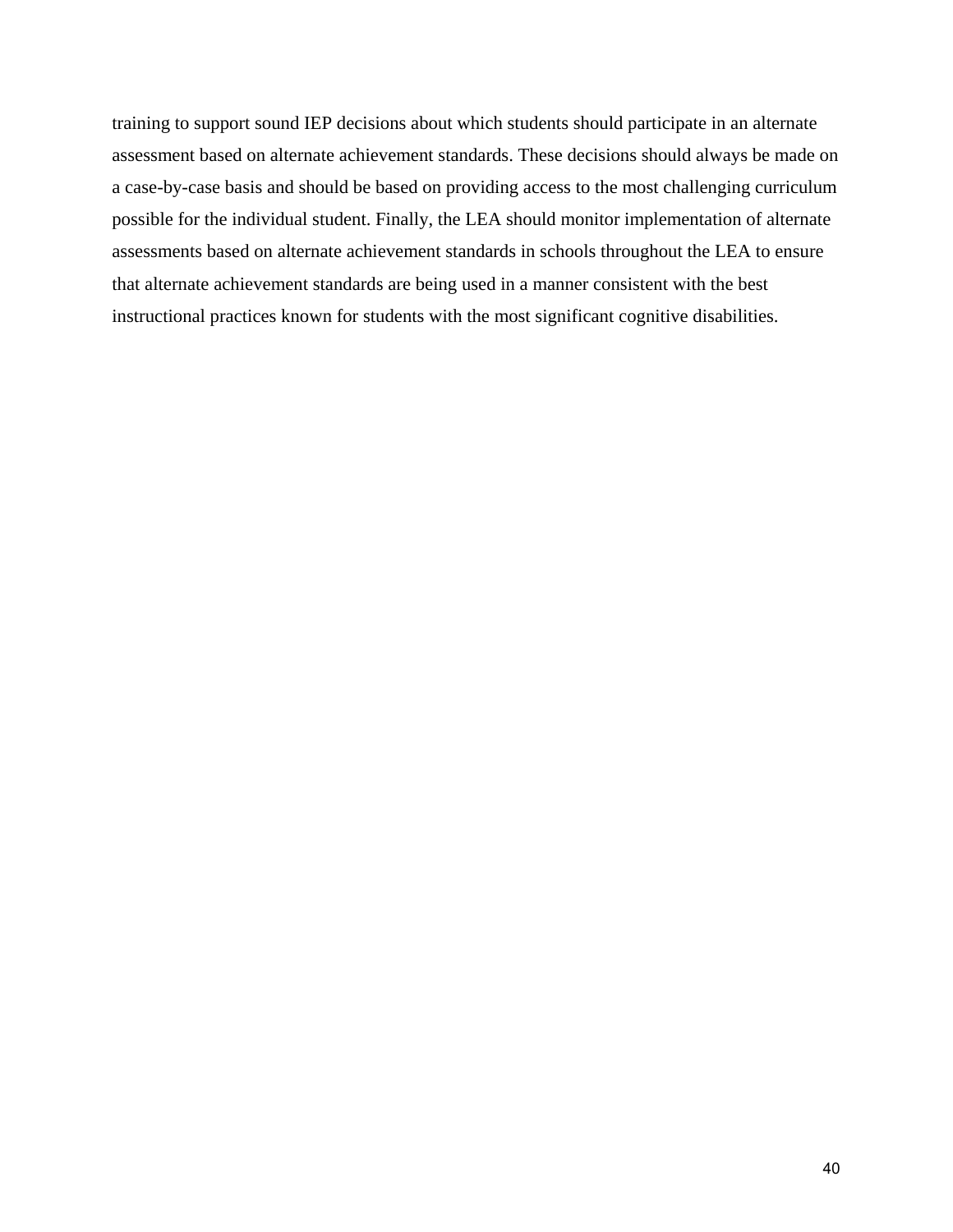training to support sound IEP decisions about which students should participate in an alternate assessment based on alternate achievement standards. These decisions should always be made on a case-by-case basis and should be based on providing access to the most challenging curriculum possible for the individual student. Finally, the LEA should monitor implementation of alternate assessments based on alternate achievement standards in schools throughout the LEA to ensure that alternate achievement standards are being used in a manner consistent with the best instructional practices known for students with the most significant cognitive disabilities.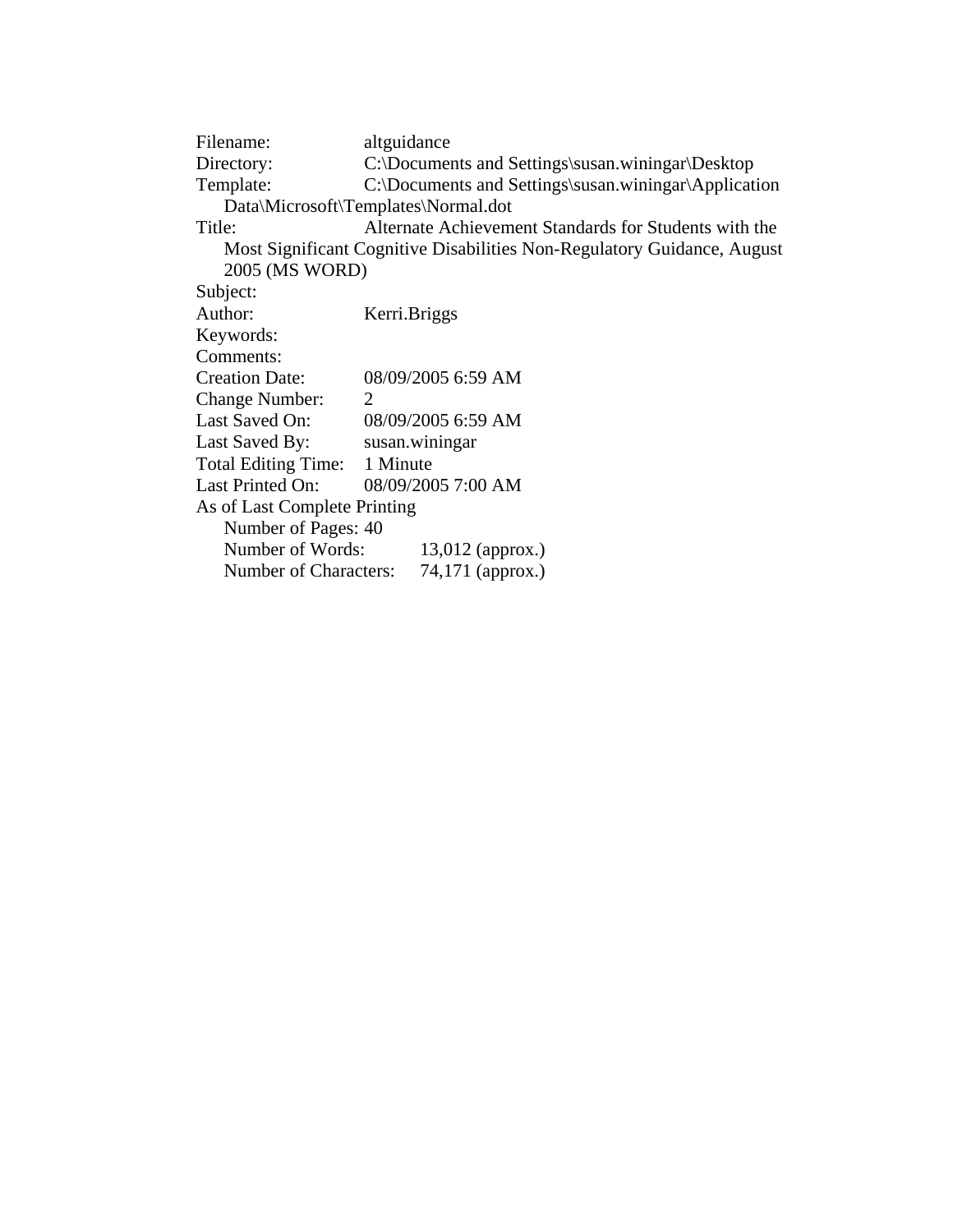Filename: altguidance
Directory: C:\Documents and Settings\susan.winingar\Desktop
Template: C:\Documents and Settings\susan.winingar\Application Data\Microsoft\Templates\Normal.dot
Title: Alternate Achievement Standards for Students with the Most Significant Cognitive Disabilities Non-Regulatory Guidance, August 2005 (MS WORD)
Subject:
Author: Kerri.Briggs
Keywords:
Comments:
Creation Date: 08/09/2005 6:59 AM
Change Number: 2
Last Saved On: 08/09/2005 6:59 AM
Last Saved By: susan.winingar
Total Editing Time: 1 Minute
Last Printed On: 08/09/2005 7:00 AM
As of Last Complete Printing
Number of Pages: 40
Number of Words: 13,012 (approx.)
Number of Characters: 74,171 (approx.)